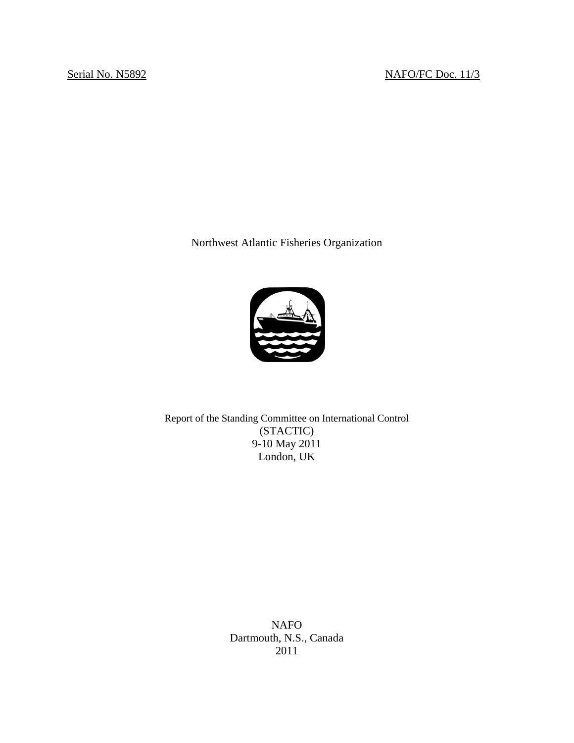Serial No. N5892 NAFO/FC Doc. 11/3

Northwest Atlantic Fisheries Organization

Report of the Standing Committee on International Control
(STACTIC)
9-10 May 2011
London, UK

NAFO
Dartmouth, N.S., Canada
2011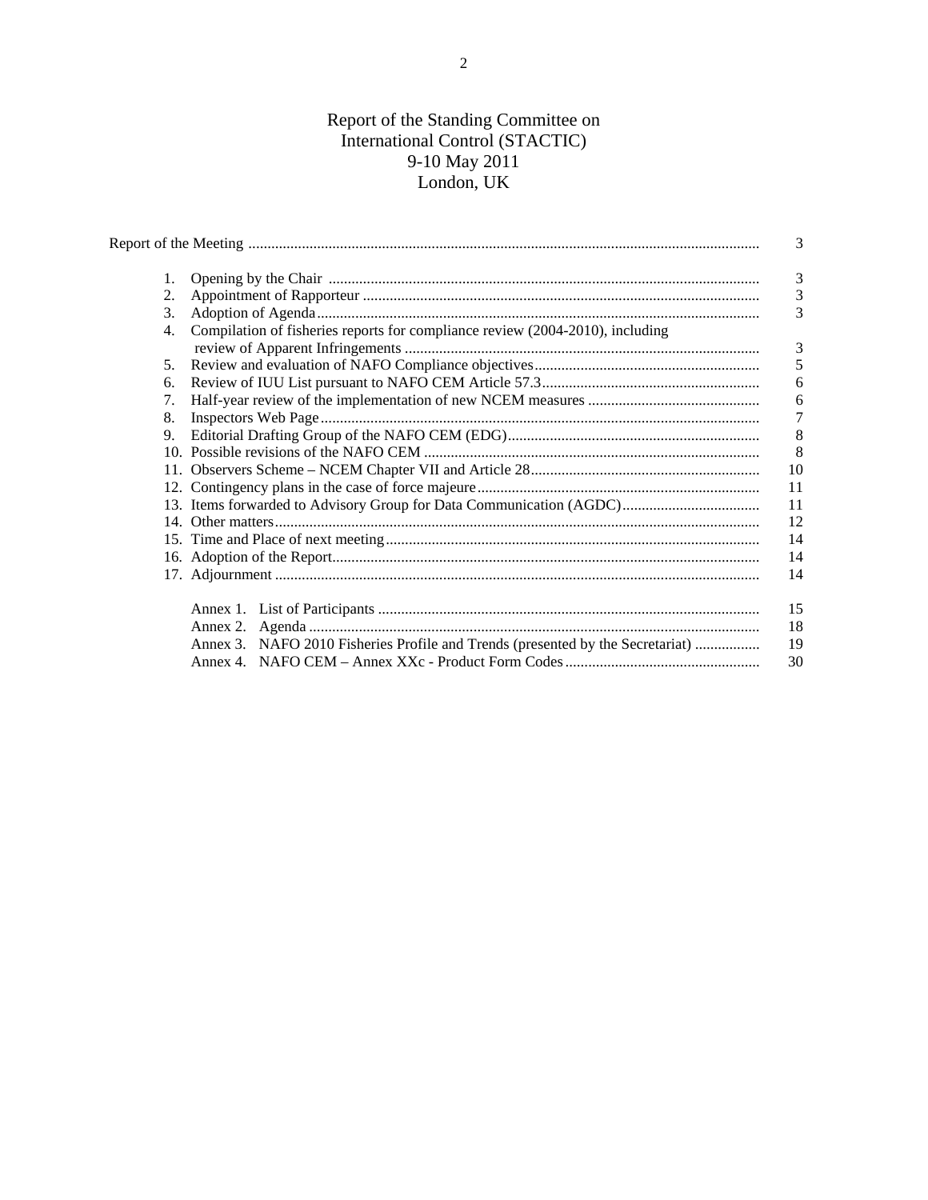# Report of the Standing Committee on International Control (STACTIC)
## 9-10 May 2011
## London, UK

| | | |
|---|---|---|
| Report of the Meeting | | 3 |
| 1. | Opening by the Chair | 3 |
| 2. | Appointment of Rapporteur | 3 |
| 3. | Adoption of Agenda | 3 |
| 4. | Compilation of fisheries reports for compliance review (2004-2010), including review of Apparent Infringements | 3 |
| 5. | Review and evaluation of NAFO Compliance objectives | 5 |
| 6. | Review of IUU List pursuant to NAFO CEM Article 57.3 | 6 |
| 7. | Half-year review of the implementation of new NCEM measures | 6 |
| 8. | Inspectors Web Page | 7 |
| 9. | Editorial Drafting Group of the NAFO CEM (EDG) | 8 |
| 10. | Possible revisions of the NAFO CEM | 8 |
| 11. | Observers Scheme – NCEM Chapter VII and Article 28 | 10 |
| 12. | Contingency plans in the case of force majeure | 11 |
| 13. | Items forwarded to Advisory Group for Data Communication (AGDC) | 11 |
| 14. | Other matters | 12 |
| 15. | Time and Place of next meeting | 14 |
| 16. | Adoption of the Report | 14 |
| 17. | Adjournment | 14 |
| | Annex 1. List of Participants | 15 |
| | Annex 2. Agenda | 18 |
| | Annex 3. NAFO 2010 Fisheries Profile and Trends (presented by the Secretariat) | 19 |
| | Annex 4. NAFO CEM – Annex XXc - Product Form Codes | 30 |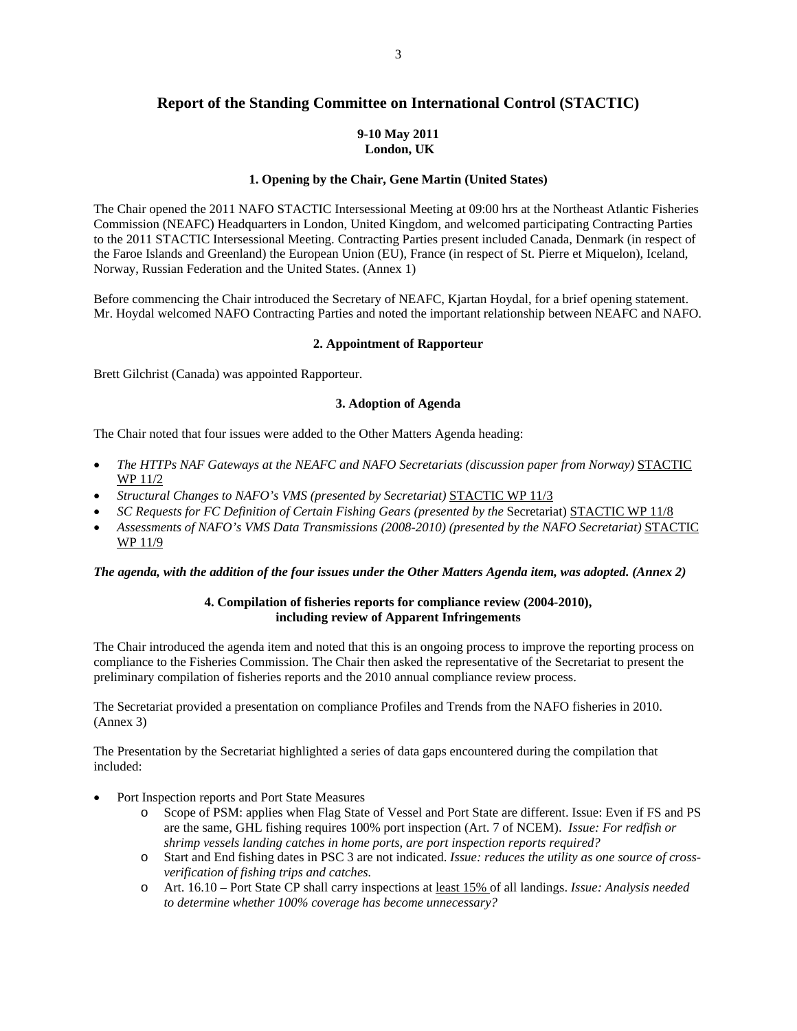# Report of the Standing Committee on International Control (STACTIC)

**9-10 May 2011**
**London, UK**

### 1. Opening by the Chair, Gene Martin (United States)

The Chair opened the 2011 NAFO STACTIC Intersessional Meeting at 09:00 hrs at the Northeast Atlantic Fisheries Commission (NEAFC) Headquarters in London, United Kingdom, and welcomed participating Contracting Parties to the 2011 STACTIC Intersessional Meeting. Contracting Parties present included Canada, Denmark (in respect of the Faroe Islands and Greenland) the European Union (EU), France (in respect of St. Pierre et Miquelon), Iceland, Norway, Russian Federation and the United States. (Annex 1)

Before commencing the Chair introduced the Secretary of NEAFC, Kjartan Hoydal, for a brief opening statement. Mr. Hoydal welcomed NAFO Contracting Parties and noted the important relationship between NEAFC and NAFO.

### 2. Appointment of Rapporteur

Brett Gilchrist (Canada) was appointed Rapporteur.

### 3. Adoption of Agenda

The Chair noted that four issues were added to the Other Matters Agenda heading:

- *The HTTPs NAF Gateways at the NEAFC and NAFO Secretariats (discussion paper from Norway)* STACTIC WP 11/2
- *Structural Changes to NAFO's VMS (presented by Secretariat)* STACTIC WP 11/3
- *SC Requests for FC Definition of Certain Fishing Gears (presented by the* Secretariat) STACTIC WP 11/8
- *Assessments of NAFO's VMS Data Transmissions (2008-2010) (presented by the NAFO Secretariat)* STACTIC WP 11/9

***The agenda, with the addition of the four issues under the Other Matters Agenda item, was adopted. (Annex 2)***

### 4. Compilation of fisheries reports for compliance review (2004-2010), including review of Apparent Infringements

The Chair introduced the agenda item and noted that this is an ongoing process to improve the reporting process on compliance to the Fisheries Commission. The Chair then asked the representative of the Secretariat to present the preliminary compilation of fisheries reports and the 2010 annual compliance review process.

The Secretariat provided a presentation on compliance Profiles and Trends from the NAFO fisheries in 2010. (Annex 3)

The Presentation by the Secretariat highlighted a series of data gaps encountered during the compilation that included:

- Port Inspection reports and Port State Measures
  - Scope of PSM: applies when Flag State of Vessel and Port State are different. Issue: Even if FS and PS are the same, GHL fishing requires 100% port inspection (Art. 7 of NCEM). *Issue: For redfish or shrimp vessels landing catches in home ports, are port inspection reports required?*
  - Start and End fishing dates in PSC 3 are not indicated. *Issue: reduces the utility as one source of cross-verification of fishing trips and catches.*
  - Art. 16.10 – Port State CP shall carry inspections at least 15% of all landings. *Issue: Analysis needed to determine whether 100% coverage has become unnecessary?*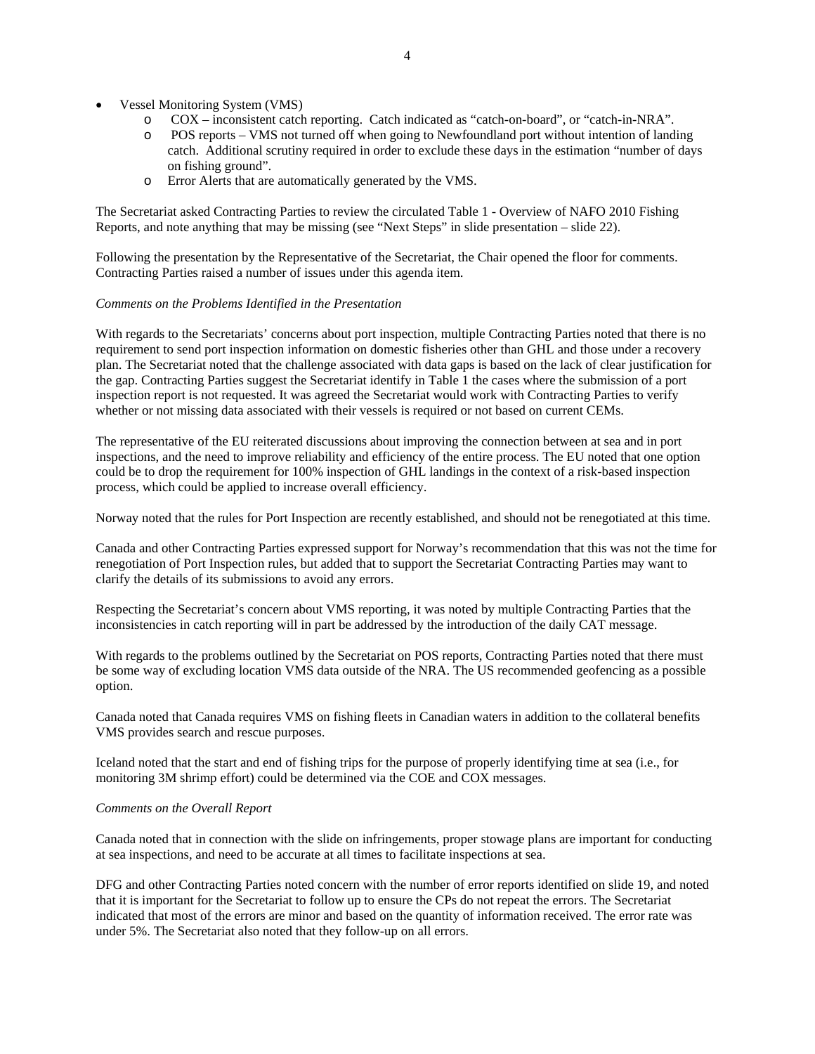- Vessel Monitoring System (VMS)
  - COX – inconsistent catch reporting. Catch indicated as "catch-on-board", or "catch-in-NRA".
  - POS reports – VMS not turned off when going to Newfoundland port without intention of landing catch. Additional scrutiny required in order to exclude these days in the estimation "number of days on fishing ground".
  - Error Alerts that are automatically generated by the VMS.

The Secretariat asked Contracting Parties to review the circulated Table 1 - Overview of NAFO 2010 Fishing Reports, and note anything that may be missing (see "Next Steps" in slide presentation – slide 22).

Following the presentation by the Representative of the Secretariat, the Chair opened the floor for comments. Contracting Parties raised a number of issues under this agenda item.

*Comments on the Problems Identified in the Presentation*

With regards to the Secretariats' concerns about port inspection, multiple Contracting Parties noted that there is no requirement to send port inspection information on domestic fisheries other than GHL and those under a recovery plan. The Secretariat noted that the challenge associated with data gaps is based on the lack of clear justification for the gap. Contracting Parties suggest the Secretariat identify in Table 1 the cases where the submission of a port inspection report is not requested. It was agreed the Secretariat would work with Contracting Parties to verify whether or not missing data associated with their vessels is required or not based on current CEMs.

The representative of the EU reiterated discussions about improving the connection between at sea and in port inspections, and the need to improve reliability and efficiency of the entire process. The EU noted that one option could be to drop the requirement for 100% inspection of GHL landings in the context of a risk-based inspection process, which could be applied to increase overall efficiency.

Norway noted that the rules for Port Inspection are recently established, and should not be renegotiated at this time.

Canada and other Contracting Parties expressed support for Norway's recommendation that this was not the time for renegotiation of Port Inspection rules, but added that to support the Secretariat Contracting Parties may want to clarify the details of its submissions to avoid any errors.

Respecting the Secretariat's concern about VMS reporting, it was noted by multiple Contracting Parties that the inconsistencies in catch reporting will in part be addressed by the introduction of the daily CAT message.

With regards to the problems outlined by the Secretariat on POS reports, Contracting Parties noted that there must be some way of excluding location VMS data outside of the NRA. The US recommended geofencing as a possible option.

Canada noted that Canada requires VMS on fishing fleets in Canadian waters in addition to the collateral benefits VMS provides search and rescue purposes.

Iceland noted that the start and end of fishing trips for the purpose of properly identifying time at sea (i.e., for monitoring 3M shrimp effort) could be determined via the COE and COX messages.

*Comments on the Overall Report*

Canada noted that in connection with the slide on infringements, proper stowage plans are important for conducting at sea inspections, and need to be accurate at all times to facilitate inspections at sea.

DFG and other Contracting Parties noted concern with the number of error reports identified on slide 19, and noted that it is important for the Secretariat to follow up to ensure the CPs do not repeat the errors. The Secretariat indicated that most of the errors are minor and based on the quantity of information received. The error rate was under 5%. The Secretariat also noted that they follow-up on all errors.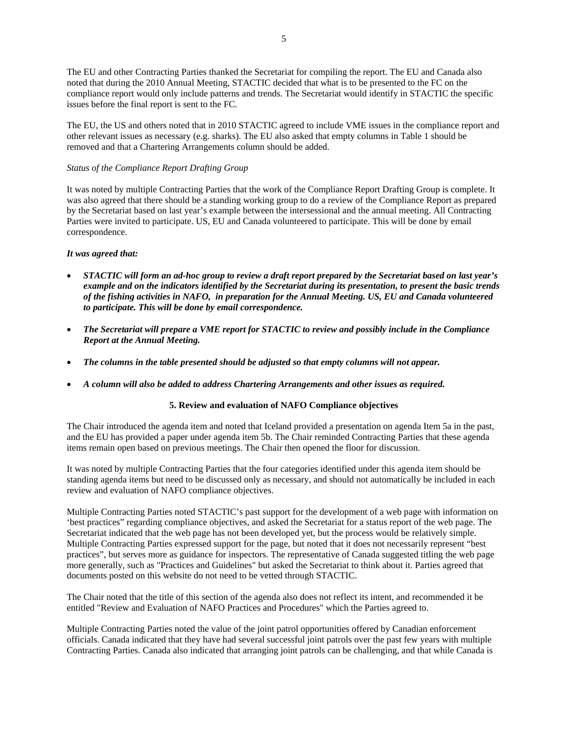The EU and other Contracting Parties thanked the Secretariat for compiling the report. The EU and Canada also noted that during the 2010 Annual Meeting, STACTIC decided that what is to be presented to the FC on the compliance report would only include patterns and trends. The Secretariat would identify in STACTIC the specific issues before the final report is sent to the FC.

The EU, the US and others noted that in 2010 STACTIC agreed to include VME issues in the compliance report and other relevant issues as necessary (e.g. sharks). The EU also asked that empty columns in Table 1 should be removed and that a Chartering Arrangements column should be added.

*Status of the Compliance Report Drafting Group*

It was noted by multiple Contracting Parties that the work of the Compliance Report Drafting Group is complete. It was also agreed that there should be a standing working group to do a review of the Compliance Report as prepared by the Secretariat based on last year's example between the intersessional and the annual meeting. All Contracting Parties were invited to participate. US, EU and Canada volunteered to participate. This will be done by email correspondence.

***It was agreed that:***

- ***STACTIC will form an ad-hoc group to review a draft report prepared by the Secretariat based on last year's example and on the indicators identified by the Secretariat during its presentation, to present the basic trends of the fishing activities in NAFO, in preparation for the Annual Meeting. US, EU and Canada volunteered to participate. This will be done by email correspondence.***
- ***The Secretariat will prepare a VME report for STACTIC to review and possibly include in the Compliance Report at the Annual Meeting.***
- ***The columns in the table presented should be adjusted so that empty columns will not appear.***
- ***A column will also be added to address Chartering Arrangements and other issues as required.***

**5. Review and evaluation of NAFO Compliance objectives**

The Chair introduced the agenda item and noted that Iceland provided a presentation on agenda Item 5a in the past, and the EU has provided a paper under agenda item 5b. The Chair reminded Contracting Parties that these agenda items remain open based on previous meetings. The Chair then opened the floor for discussion.

It was noted by multiple Contracting Parties that the four categories identified under this agenda item should be standing agenda items but need to be discussed only as necessary, and should not automatically be included in each review and evaluation of NAFO compliance objectives.

Multiple Contracting Parties noted STACTIC's past support for the development of a web page with information on 'best practices" regarding compliance objectives, and asked the Secretariat for a status report of the web page. The Secretariat indicated that the web page has not been developed yet, but the process would be relatively simple. Multiple Contracting Parties expressed support for the page, but noted that it does not necessarily represent "best practices", but serves more as guidance for inspectors. The representative of Canada suggested titling the web page more generally, such as "Practices and Guidelines" but asked the Secretariat to think about it. Parties agreed that documents posted on this website do not need to be vetted through STACTIC.

The Chair noted that the title of this section of the agenda also does not reflect its intent, and recommended it be entitled "Review and Evaluation of NAFO Practices and Procedures" which the Parties agreed to.

Multiple Contracting Parties noted the value of the joint patrol opportunities offered by Canadian enforcement officials. Canada indicated that they have had several successful joint patrols over the past few years with multiple Contracting Parties. Canada also indicated that arranging joint patrols can be challenging, and that while Canada is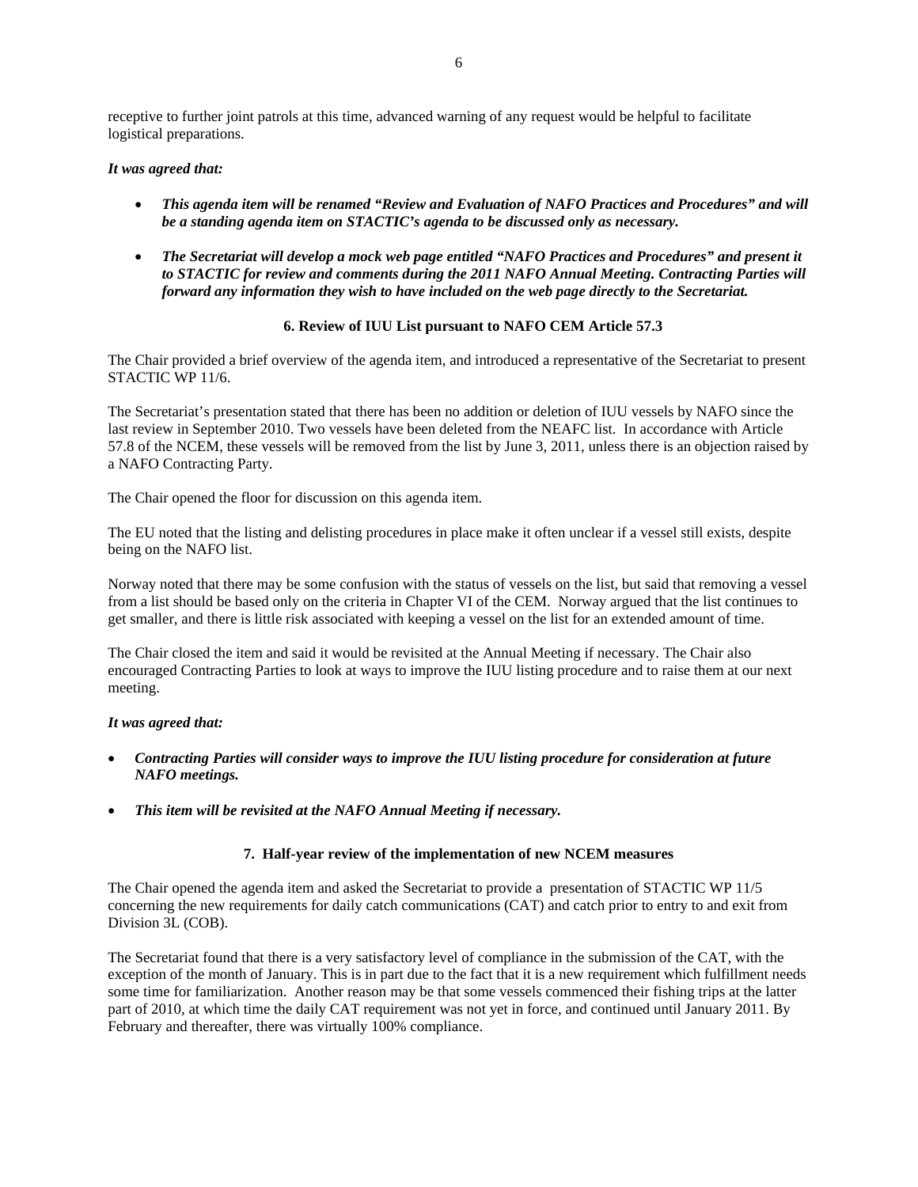receptive to further joint patrols at this time, advanced warning of any request would be helpful to facilitate logistical preparations.

***It was agreed that:***

- ***This agenda item will be renamed "Review and Evaluation of NAFO Practices and Procedures" and will be a standing agenda item on STACTIC's agenda to be discussed only as necessary.***
- ***The Secretariat will develop a mock web page entitled "NAFO Practices and Procedures" and present it to STACTIC for review and comments during the 2011 NAFO Annual Meeting. Contracting Parties will forward any information they wish to have included on the web page directly to the Secretariat.***

### 6. Review of IUU List pursuant to NAFO CEM Article 57.3

The Chair provided a brief overview of the agenda item, and introduced a representative of the Secretariat to present STACTIC WP 11/6.

The Secretariat's presentation stated that there has been no addition or deletion of IUU vessels by NAFO since the last review in September 2010. Two vessels have been deleted from the NEAFC list. In accordance with Article 57.8 of the NCEM, these vessels will be removed from the list by June 3, 2011, unless there is an objection raised by a NAFO Contracting Party.

The Chair opened the floor for discussion on this agenda item.

The EU noted that the listing and delisting procedures in place make it often unclear if a vessel still exists, despite being on the NAFO list.

Norway noted that there may be some confusion with the status of vessels on the list, but said that removing a vessel from a list should be based only on the criteria in Chapter VI of the CEM. Norway argued that the list continues to get smaller, and there is little risk associated with keeping a vessel on the list for an extended amount of time.

The Chair closed the item and said it would be revisited at the Annual Meeting if necessary. The Chair also encouraged Contracting Parties to look at ways to improve the IUU listing procedure and to raise them at our next meeting.

***It was agreed that:***

- ***Contracting Parties will consider ways to improve the IUU listing procedure for consideration at future NAFO meetings.***
- ***This item will be revisited at the NAFO Annual Meeting if necessary.***

### 7. Half-year review of the implementation of new NCEM measures

The Chair opened the agenda item and asked the Secretariat to provide a presentation of STACTIC WP 11/5 concerning the new requirements for daily catch communications (CAT) and catch prior to entry to and exit from Division 3L (COB).

The Secretariat found that there is a very satisfactory level of compliance in the submission of the CAT, with the exception of the month of January. This is in part due to the fact that it is a new requirement which fulfillment needs some time for familiarization. Another reason may be that some vessels commenced their fishing trips at the latter part of 2010, at which time the daily CAT requirement was not yet in force, and continued until January 2011. By February and thereafter, there was virtually 100% compliance.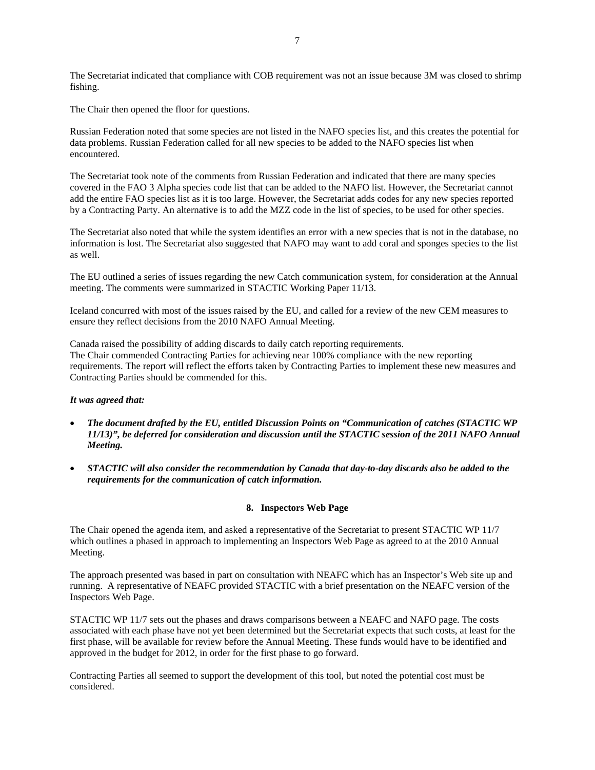The Secretariat indicated that compliance with COB requirement was not an issue because 3M was closed to shrimp fishing.

The Chair then opened the floor for questions.

Russian Federation noted that some species are not listed in the NAFO species list, and this creates the potential for data problems. Russian Federation called for all new species to be added to the NAFO species list when encountered.

The Secretariat took note of the comments from Russian Federation and indicated that there are many species covered in the FAO 3 Alpha species code list that can be added to the NAFO list. However, the Secretariat cannot add the entire FAO species list as it is too large. However, the Secretariat adds codes for any new species reported by a Contracting Party. An alternative is to add the MZZ code in the list of species, to be used for other species.

The Secretariat also noted that while the system identifies an error with a new species that is not in the database, no information is lost. The Secretariat also suggested that NAFO may want to add coral and sponges species to the list as well.

The EU outlined a series of issues regarding the new Catch communication system, for consideration at the Annual meeting. The comments were summarized in STACTIC Working Paper 11/13.

Iceland concurred with most of the issues raised by the EU, and called for a review of the new CEM measures to ensure they reflect decisions from the 2010 NAFO Annual Meeting.

Canada raised the possibility of adding discards to daily catch reporting requirements.
The Chair commended Contracting Parties for achieving near 100% compliance with the new reporting requirements. The report will reflect the efforts taken by Contracting Parties to implement these new measures and Contracting Parties should be commended for this.

***It was agreed that:***

- ***The document drafted by the EU, entitled Discussion Points on "Communication of catches (STACTIC WP 11/13)", be deferred for consideration and discussion until the STACTIC session of the 2011 NAFO Annual Meeting.***
- ***STACTIC will also consider the recommendation by Canada that day-to-day discards also be added to the requirements for the communication of catch information.***

## 8. Inspectors Web Page

The Chair opened the agenda item, and asked a representative of the Secretariat to present STACTIC WP 11/7 which outlines a phased in approach to implementing an Inspectors Web Page as agreed to at the 2010 Annual Meeting.

The approach presented was based in part on consultation with NEAFC which has an Inspector's Web site up and running. A representative of NEAFC provided STACTIC with a brief presentation on the NEAFC version of the Inspectors Web Page.

STACTIC WP 11/7 sets out the phases and draws comparisons between a NEAFC and NAFO page. The costs associated with each phase have not yet been determined but the Secretariat expects that such costs, at least for the first phase, will be available for review before the Annual Meeting. These funds would have to be identified and approved in the budget for 2012, in order for the first phase to go forward.

Contracting Parties all seemed to support the development of this tool, but noted the potential cost must be considered.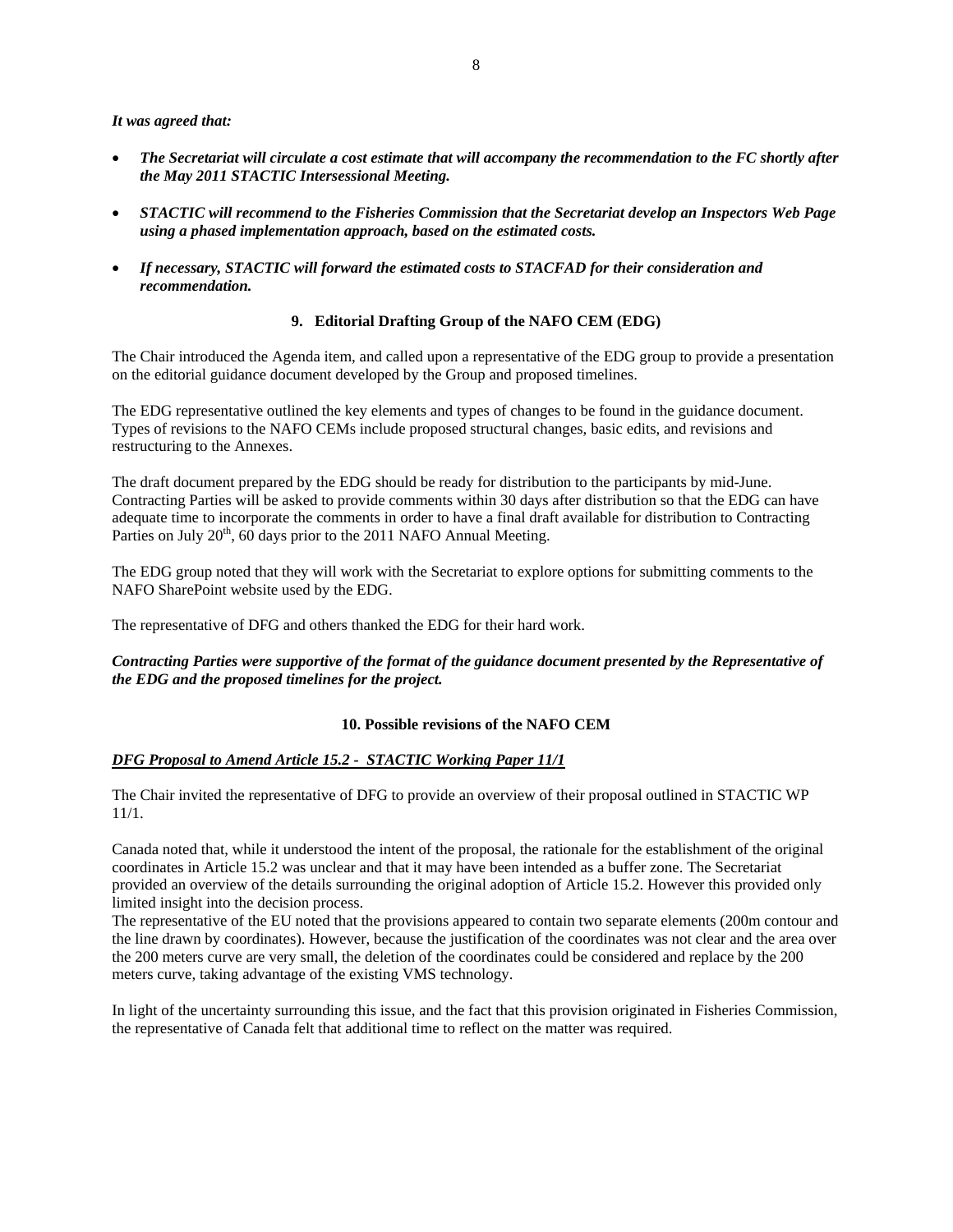***It was agreed that:***

- ***The Secretariat will circulate a cost estimate that will accompany the recommendation to the FC shortly after the May 2011 STACTIC Intersessional Meeting.***

- ***STACTIC will recommend to the Fisheries Commission that the Secretariat develop an Inspectors Web Page using a phased implementation approach, based on the estimated costs.***

- ***If necessary, STACTIC will forward the estimated costs to STACFAD for their consideration and recommendation.***

### 9. Editorial Drafting Group of the NAFO CEM (EDG)

The Chair introduced the Agenda item, and called upon a representative of the EDG group to provide a presentation on the editorial guidance document developed by the Group and proposed timelines.

The EDG representative outlined the key elements and types of changes to be found in the guidance document. Types of revisions to the NAFO CEMs include proposed structural changes, basic edits, and revisions and restructuring to the Annexes.

The draft document prepared by the EDG should be ready for distribution to the participants by mid-June. Contracting Parties will be asked to provide comments within 30 days after distribution so that the EDG can have adequate time to incorporate the comments in order to have a final draft available for distribution to Contracting Parties on July 20th, 60 days prior to the 2011 NAFO Annual Meeting.

The EDG group noted that they will work with the Secretariat to explore options for submitting comments to the NAFO SharePoint website used by the EDG.

The representative of DFG and others thanked the EDG for their hard work.

***Contracting Parties were supportive of the format of the guidance document presented by the Representative of the EDG and the proposed timelines for the project.***

### 10. Possible revisions of the NAFO CEM

***DFG Proposal to Amend Article 15.2 - STACTIC Working Paper 11/1***

The Chair invited the representative of DFG to provide an overview of their proposal outlined in STACTIC WP 11/1.

Canada noted that, while it understood the intent of the proposal, the rationale for the establishment of the original coordinates in Article 15.2 was unclear and that it may have been intended as a buffer zone. The Secretariat provided an overview of the details surrounding the original adoption of Article 15.2. However this provided only limited insight into the decision process.

The representative of the EU noted that the provisions appeared to contain two separate elements (200m contour and the line drawn by coordinates). However, because the justification of the coordinates was not clear and the area over the 200 meters curve are very small, the deletion of the coordinates could be considered and replace by the 200 meters curve, taking advantage of the existing VMS technology.

In light of the uncertainty surrounding this issue, and the fact that this provision originated in Fisheries Commission, the representative of Canada felt that additional time to reflect on the matter was required.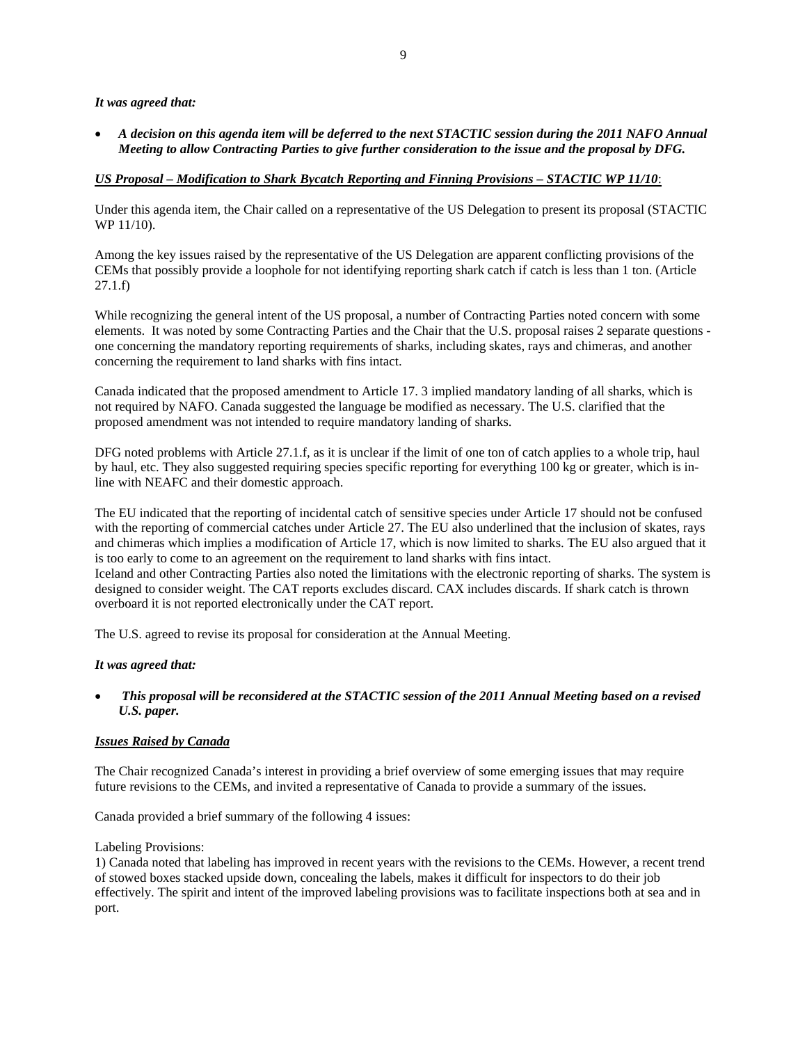***It was agreed that:***

- ***A decision on this agenda item will be deferred to the next STACTIC session during the 2011 NAFO Annual Meeting to allow Contracting Parties to give further consideration to the issue and the proposal by DFG.***

***US Proposal – Modification to Shark Bycatch Reporting and Finning Provisions – STACTIC WP 11/10***:

Under this agenda item, the Chair called on a representative of the US Delegation to present its proposal (STACTIC WP 11/10).

Among the key issues raised by the representative of the US Delegation are apparent conflicting provisions of the CEMs that possibly provide a loophole for not identifying reporting shark catch if catch is less than 1 ton. (Article 27.1.f)

While recognizing the general intent of the US proposal, a number of Contracting Parties noted concern with some elements. It was noted by some Contracting Parties and the Chair that the U.S. proposal raises 2 separate questions - one concerning the mandatory reporting requirements of sharks, including skates, rays and chimeras, and another concerning the requirement to land sharks with fins intact.

Canada indicated that the proposed amendment to Article 17. 3 implied mandatory landing of all sharks, which is not required by NAFO. Canada suggested the language be modified as necessary. The U.S. clarified that the proposed amendment was not intended to require mandatory landing of sharks.

DFG noted problems with Article 27.1.f, as it is unclear if the limit of one ton of catch applies to a whole trip, haul by haul, etc. They also suggested requiring species specific reporting for everything 100 kg or greater, which is in-line with NEAFC and their domestic approach.

The EU indicated that the reporting of incidental catch of sensitive species under Article 17 should not be confused with the reporting of commercial catches under Article 27. The EU also underlined that the inclusion of skates, rays and chimeras which implies a modification of Article 17, which is now limited to sharks. The EU also argued that it is too early to come to an agreement on the requirement to land sharks with fins intact.
Iceland and other Contracting Parties also noted the limitations with the electronic reporting of sharks. The system is designed to consider weight. The CAT reports excludes discard. CAX includes discards. If shark catch is thrown overboard it is not reported electronically under the CAT report.

The U.S. agreed to revise its proposal for consideration at the Annual Meeting.

***It was agreed that:***

- ***This proposal will be reconsidered at the STACTIC session of the 2011 Annual Meeting based on a revised U.S. paper.***

***Issues Raised by Canada***

The Chair recognized Canada's interest in providing a brief overview of some emerging issues that may require future revisions to the CEMs, and invited a representative of Canada to provide a summary of the issues.

Canada provided a brief summary of the following 4 issues:

Labeling Provisions:
1) Canada noted that labeling has improved in recent years with the revisions to the CEMs. However, a recent trend of stowed boxes stacked upside down, concealing the labels, makes it difficult for inspectors to do their job effectively. The spirit and intent of the improved labeling provisions was to facilitate inspections both at sea and in port.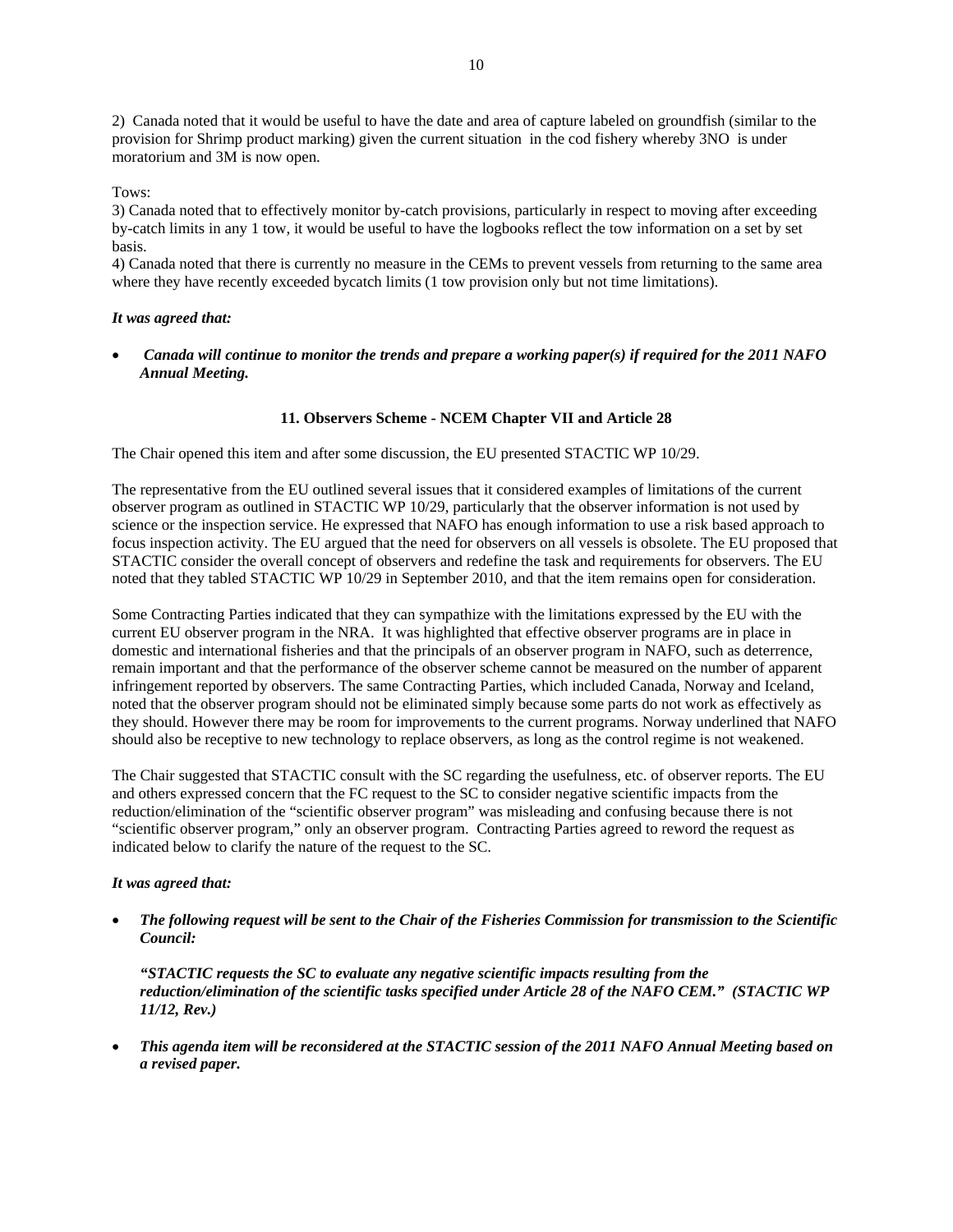2) Canada noted that it would be useful to have the date and area of capture labeled on groundfish (similar to the provision for Shrimp product marking) given the current situation in the cod fishery whereby 3NO is under moratorium and 3M is now open.

Tows:

3) Canada noted that to effectively monitor by-catch provisions, particularly in respect to moving after exceeding by-catch limits in any 1 tow, it would be useful to have the logbooks reflect the tow information on a set by set basis.

4) Canada noted that there is currently no measure in the CEMs to prevent vessels from returning to the same area where they have recently exceeded bycatch limits (1 tow provision only but not time limitations).

***It was agreed that:***

- ***Canada will continue to monitor the trends and prepare a working paper(s) if required for the 2011 NAFO Annual Meeting.***

## 11. Observers Scheme - NCEM Chapter VII and Article 28

The Chair opened this item and after some discussion, the EU presented STACTIC WP 10/29.

The representative from the EU outlined several issues that it considered examples of limitations of the current observer program as outlined in STACTIC WP 10/29, particularly that the observer information is not used by science or the inspection service. He expressed that NAFO has enough information to use a risk based approach to focus inspection activity. The EU argued that the need for observers on all vessels is obsolete. The EU proposed that STACTIC consider the overall concept of observers and redefine the task and requirements for observers. The EU noted that they tabled STACTIC WP 10/29 in September 2010, and that the item remains open for consideration.

Some Contracting Parties indicated that they can sympathize with the limitations expressed by the EU with the current EU observer program in the NRA. It was highlighted that effective observer programs are in place in domestic and international fisheries and that the principals of an observer program in NAFO, such as deterrence, remain important and that the performance of the observer scheme cannot be measured on the number of apparent infringement reported by observers. The same Contracting Parties, which included Canada, Norway and Iceland, noted that the observer program should not be eliminated simply because some parts do not work as effectively as they should. However there may be room for improvements to the current programs. Norway underlined that NAFO should also be receptive to new technology to replace observers, as long as the control regime is not weakened.

The Chair suggested that STACTIC consult with the SC regarding the usefulness, etc. of observer reports. The EU and others expressed concern that the FC request to the SC to consider negative scientific impacts from the reduction/elimination of the "scientific observer program" was misleading and confusing because there is not "scientific observer program," only an observer program. Contracting Parties agreed to reword the request as indicated below to clarify the nature of the request to the SC.

***It was agreed that:***

- ***The following request will be sent to the Chair of the Fisheries Commission for transmission to the Scientific Council:***

  ***"STACTIC requests the SC to evaluate any negative scientific impacts resulting from the reduction/elimination of the scientific tasks specified under Article 28 of the NAFO CEM." (STACTIC WP 11/12, Rev.)***

- ***This agenda item will be reconsidered at the STACTIC session of the 2011 NAFO Annual Meeting based on a revised paper.***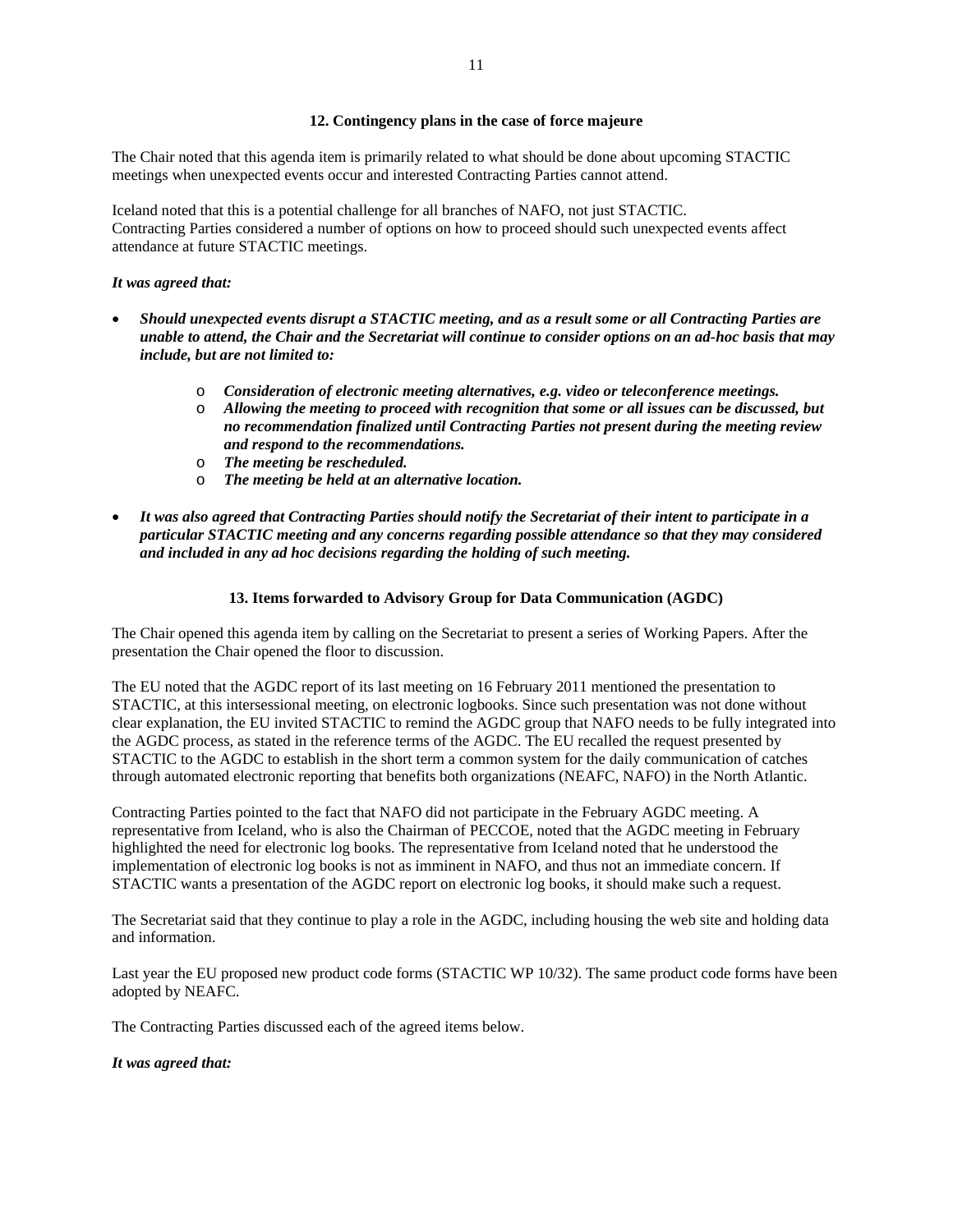### 12. Contingency plans in the case of force majeure

The Chair noted that this agenda item is primarily related to what should be done about upcoming STACTIC meetings when unexpected events occur and interested Contracting Parties cannot attend.

Iceland noted that this is a potential challenge for all branches of NAFO, not just STACTIC. Contracting Parties considered a number of options on how to proceed should such unexpected events affect attendance at future STACTIC meetings.

***It was agreed that:***

- ***Should unexpected events disrupt a STACTIC meeting, and as a result some or all Contracting Parties are unable to attend, the Chair and the Secretariat will continue to consider options on an ad-hoc basis that may include, but are not limited to:***
    - ***Consideration of electronic meeting alternatives, e.g. video or teleconference meetings.***
    - ***Allowing the meeting to proceed with recognition that some or all issues can be discussed, but no recommendation finalized until Contracting Parties not present during the meeting review and respond to the recommendations.***
    - ***The meeting be rescheduled.***
    - ***The meeting be held at an alternative location.***
- ***It was also agreed that Contracting Parties should notify the Secretariat of their intent to participate in a particular STACTIC meeting and any concerns regarding possible attendance so that they may considered and included in any ad hoc decisions regarding the holding of such meeting.***

### 13. Items forwarded to Advisory Group for Data Communication (AGDC)

The Chair opened this agenda item by calling on the Secretariat to present a series of Working Papers. After the presentation the Chair opened the floor to discussion.

The EU noted that the AGDC report of its last meeting on 16 February 2011 mentioned the presentation to STACTIC, at this intersessional meeting, on electronic logbooks. Since such presentation was not done without clear explanation, the EU invited STACTIC to remind the AGDC group that NAFO needs to be fully integrated into the AGDC process, as stated in the reference terms of the AGDC. The EU recalled the request presented by STACTIC to the AGDC to establish in the short term a common system for the daily communication of catches through automated electronic reporting that benefits both organizations (NEAFC, NAFO) in the North Atlantic.

Contracting Parties pointed to the fact that NAFO did not participate in the February AGDC meeting. A representative from Iceland, who is also the Chairman of PECCOE, noted that the AGDC meeting in February highlighted the need for electronic log books. The representative from Iceland noted that he understood the implementation of electronic log books is not as imminent in NAFO, and thus not an immediate concern. If STACTIC wants a presentation of the AGDC report on electronic log books, it should make such a request.

The Secretariat said that they continue to play a role in the AGDC, including housing the web site and holding data and information.

Last year the EU proposed new product code forms (STACTIC WP 10/32). The same product code forms have been adopted by NEAFC.

The Contracting Parties discussed each of the agreed items below.

***It was agreed that:***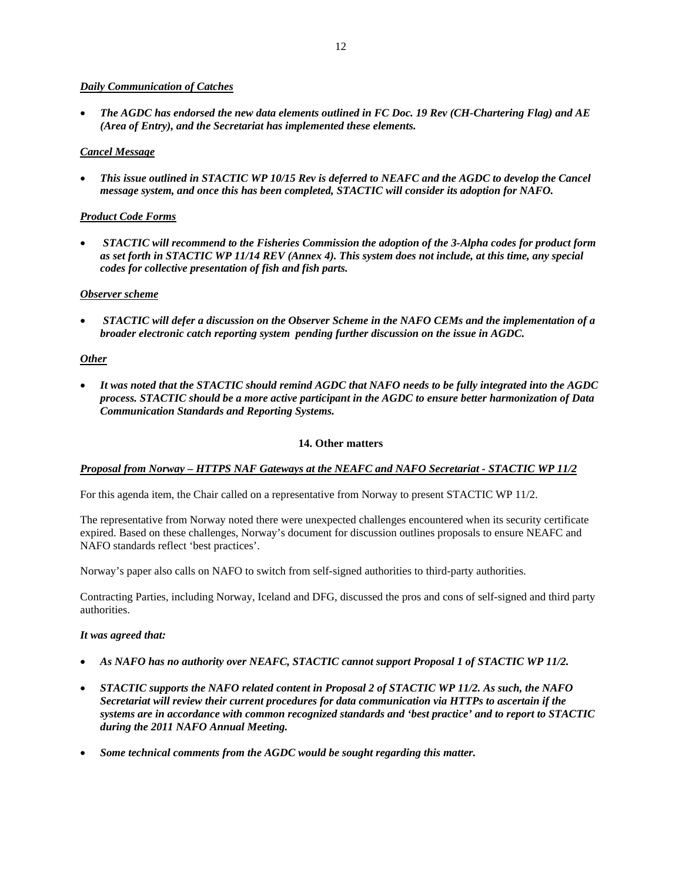***Daily Communication of Catches***

- ***The AGDC has endorsed the new data elements outlined in FC Doc. 19 Rev (CH-Chartering Flag) and AE (Area of Entry), and the Secretariat has implemented these elements.***

***Cancel Message***

- ***This issue outlined in STACTIC WP 10/15 Rev is deferred to NEAFC and the AGDC to develop the Cancel message system, and once this has been completed, STACTIC will consider its adoption for NAFO.***

***Product Code Forms***

- ***STACTIC will recommend to the Fisheries Commission the adoption of the 3-Alpha codes for product form as set forth in STACTIC WP 11/14 REV (Annex 4). This system does not include, at this time, any special codes for collective presentation of fish and fish parts.***

***Observer scheme***

- ***STACTIC will defer a discussion on the Observer Scheme in the NAFO CEMs and the implementation of a broader electronic catch reporting system pending further discussion on the issue in AGDC.***

***Other***

- ***It was noted that the STACTIC should remind AGDC that NAFO needs to be fully integrated into the AGDC process. STACTIC should be a more active participant in the AGDC to ensure better harmonization of Data Communication Standards and Reporting Systems.***

## 14. Other matters

***Proposal from Norway – HTTPS NAF Gateways at the NEAFC and NAFO Secretariat - STACTIC WP 11/2***

For this agenda item, the Chair called on a representative from Norway to present STACTIC WP 11/2.

The representative from Norway noted there were unexpected challenges encountered when its security certificate expired. Based on these challenges, Norway's document for discussion outlines proposals to ensure NEAFC and NAFO standards reflect 'best practices'.

Norway's paper also calls on NAFO to switch from self-signed authorities to third-party authorities.

Contracting Parties, including Norway, Iceland and DFG, discussed the pros and cons of self-signed and third party authorities.

***It was agreed that:***

- ***As NAFO has no authority over NEAFC, STACTIC cannot support Proposal 1 of STACTIC WP 11/2.***
- ***STACTIC supports the NAFO related content in Proposal 2 of STACTIC WP 11/2. As such, the NAFO Secretariat will review their current procedures for data communication via HTTPs to ascertain if the systems are in accordance with common recognized standards and 'best practice' and to report to STACTIC during the 2011 NAFO Annual Meeting.***
- ***Some technical comments from the AGDC would be sought regarding this matter.***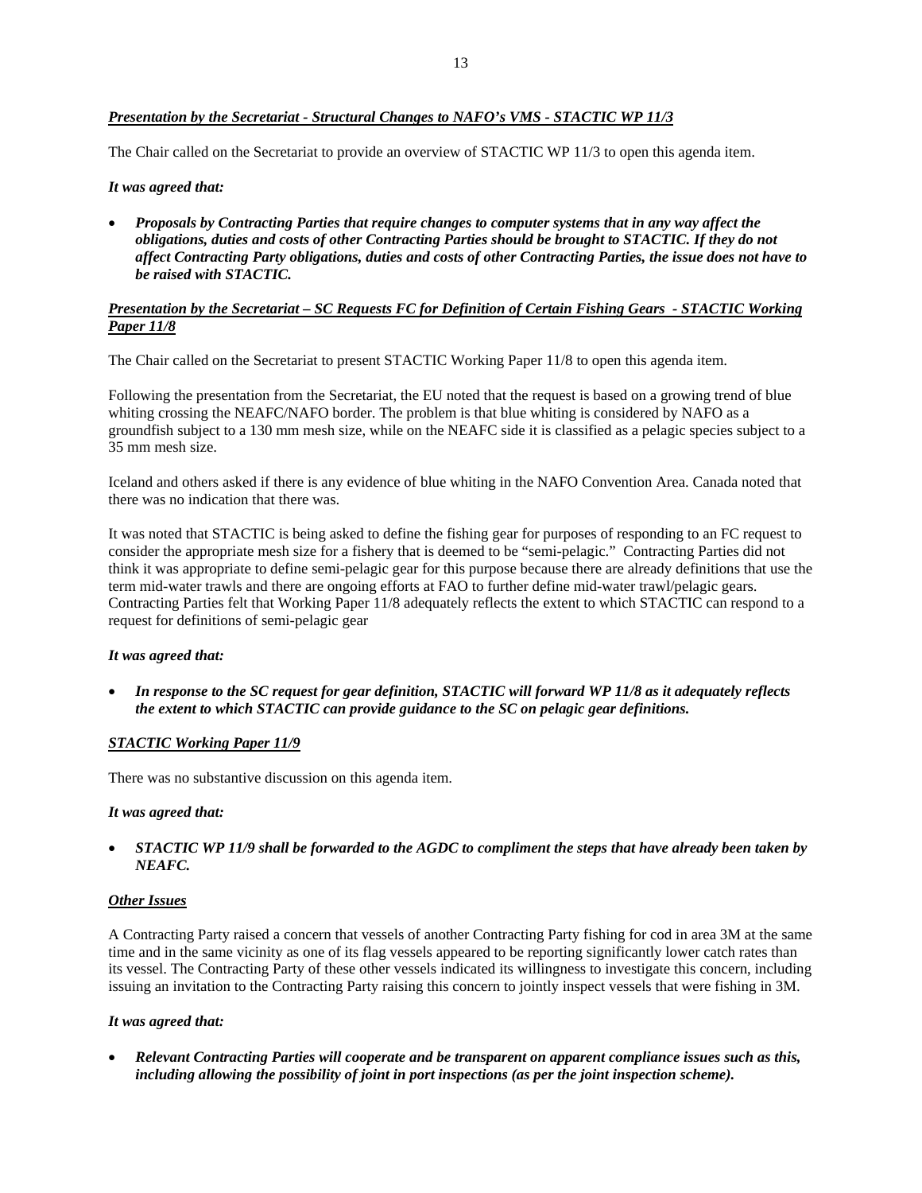***Presentation by the Secretariat - Structural Changes to NAFO's VMS - STACTIC WP 11/3***

The Chair called on the Secretariat to provide an overview of STACTIC WP 11/3 to open this agenda item.

***It was agreed that:***

- ***Proposals by Contracting Parties that require changes to computer systems that in any way affect the obligations, duties and costs of other Contracting Parties should be brought to STACTIC. If they do not affect Contracting Party obligations, duties and costs of other Contracting Parties, the issue does not have to be raised with STACTIC.***

***Presentation by the Secretariat – SC Requests FC for Definition of Certain Fishing Gears - STACTIC Working Paper 11/8***

The Chair called on the Secretariat to present STACTIC Working Paper 11/8 to open this agenda item.

Following the presentation from the Secretariat, the EU noted that the request is based on a growing trend of blue whiting crossing the NEAFC/NAFO border. The problem is that blue whiting is considered by NAFO as a groundfish subject to a 130 mm mesh size, while on the NEAFC side it is classified as a pelagic species subject to a 35 mm mesh size.

Iceland and others asked if there is any evidence of blue whiting in the NAFO Convention Area. Canada noted that there was no indication that there was.

It was noted that STACTIC is being asked to define the fishing gear for purposes of responding to an FC request to consider the appropriate mesh size for a fishery that is deemed to be "semi-pelagic." Contracting Parties did not think it was appropriate to define semi-pelagic gear for this purpose because there are already definitions that use the term mid-water trawls and there are ongoing efforts at FAO to further define mid-water trawl/pelagic gears. Contracting Parties felt that Working Paper 11/8 adequately reflects the extent to which STACTIC can respond to a request for definitions of semi-pelagic gear

***It was agreed that:***

- ***In response to the SC request for gear definition, STACTIC will forward WP 11/8 as it adequately reflects the extent to which STACTIC can provide guidance to the SC on pelagic gear definitions.***

***STACTIC Working Paper 11/9***

There was no substantive discussion on this agenda item.

***It was agreed that:***

- ***STACTIC WP 11/9 shall be forwarded to the AGDC to compliment the steps that have already been taken by NEAFC.***

***Other Issues***

A Contracting Party raised a concern that vessels of another Contracting Party fishing for cod in area 3M at the same time and in the same vicinity as one of its flag vessels appeared to be reporting significantly lower catch rates than its vessel. The Contracting Party of these other vessels indicated its willingness to investigate this concern, including issuing an invitation to the Contracting Party raising this concern to jointly inspect vessels that were fishing in 3M.

***It was agreed that:***

- ***Relevant Contracting Parties will cooperate and be transparent on apparent compliance issues such as this, including allowing the possibility of joint in port inspections (as per the joint inspection scheme).***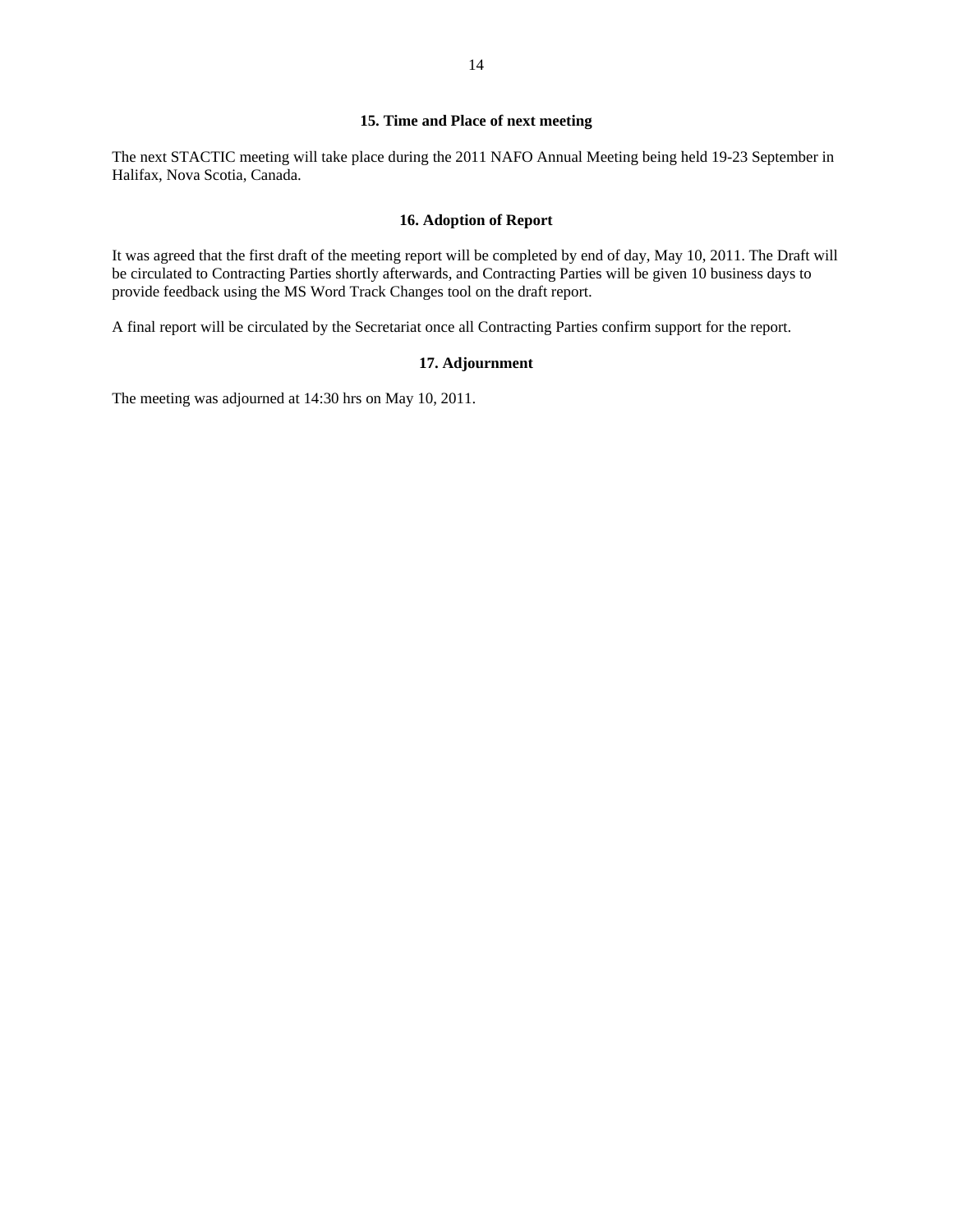## 15. Time and Place of next meeting

The next STACTIC meeting will take place during the 2011 NAFO Annual Meeting being held 19-23 September in Halifax, Nova Scotia, Canada.

## 16. Adoption of Report

It was agreed that the first draft of the meeting report will be completed by end of day, May 10, 2011. The Draft will be circulated to Contracting Parties shortly afterwards, and Contracting Parties will be given 10 business days to provide feedback using the MS Word Track Changes tool on the draft report.

A final report will be circulated by the Secretariat once all Contracting Parties confirm support for the report.

## 17. Adjournment

The meeting was adjourned at 14:30 hrs on May 10, 2011.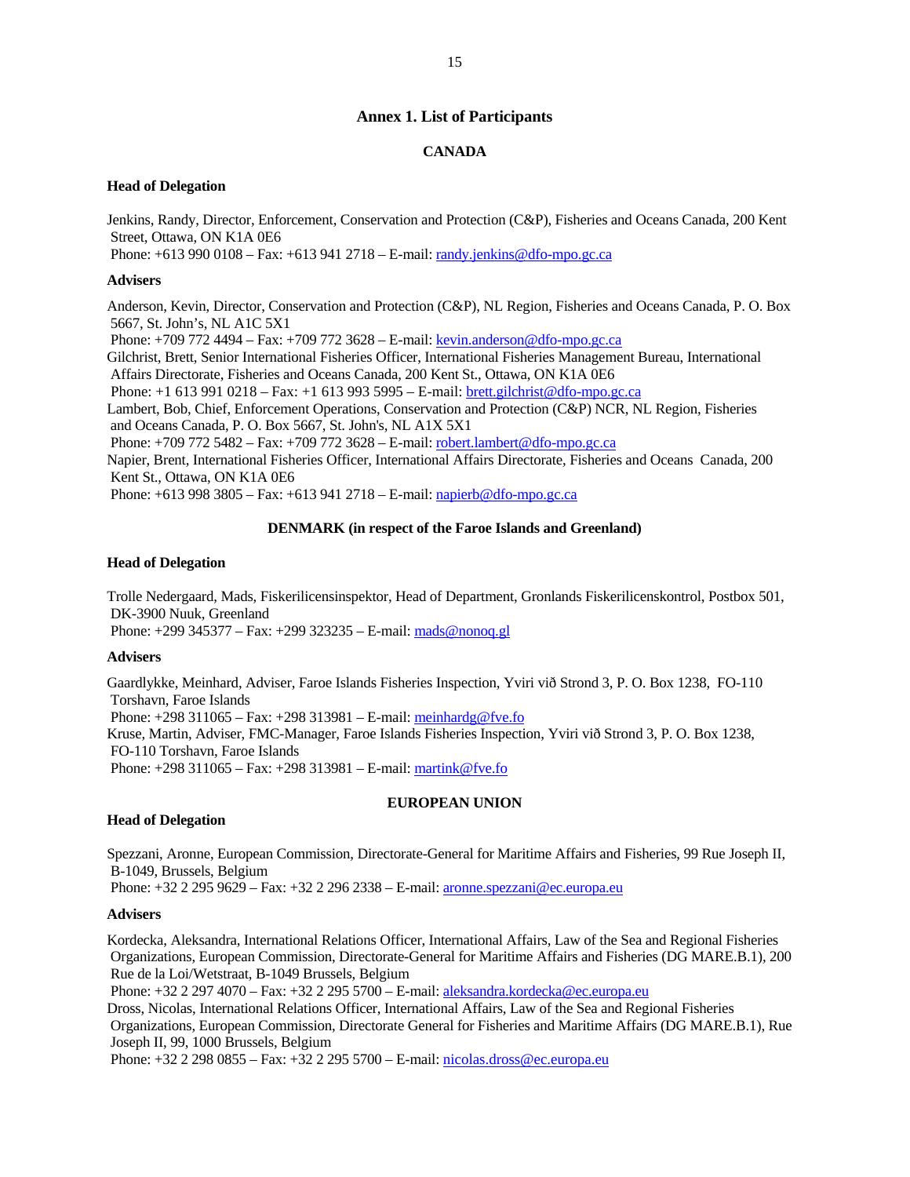# Annex 1. List of Participants

## CANADA

### Head of Delegation

Jenkins, Randy, Director, Enforcement, Conservation and Protection (C&P), Fisheries and Oceans Canada, 200 Kent Street, Ottawa, ON K1A 0E6
Phone: +613 990 0108 – Fax: +613 941 2718 – E-mail: randy.jenkins@dfo-mpo.gc.ca

### Advisers

Anderson, Kevin, Director, Conservation and Protection (C&P), NL Region, Fisheries and Oceans Canada, P. O. Box 5667, St. John's, NL A1C 5X1
Phone: +709 772 4494 – Fax: +709 772 3628 – E-mail: kevin.anderson@dfo-mpo.gc.ca

Gilchrist, Brett, Senior International Fisheries Officer, International Fisheries Management Bureau, International Affairs Directorate, Fisheries and Oceans Canada, 200 Kent St., Ottawa, ON K1A 0E6
Phone: +1 613 991 0218 – Fax: +1 613 993 5995 – E-mail: brett.gilchrist@dfo-mpo.gc.ca

Lambert, Bob, Chief, Enforcement Operations, Conservation and Protection (C&P) NCR, NL Region, Fisheries and Oceans Canada, P. O. Box 5667, St. John's, NL A1X 5X1
Phone: +709 772 5482 – Fax: +709 772 3628 – E-mail: robert.lambert@dfo-mpo.gc.ca

Napier, Brent, International Fisheries Officer, International Affairs Directorate, Fisheries and Oceans Canada, 200 Kent St., Ottawa, ON K1A 0E6
Phone: +613 998 3805 – Fax: +613 941 2718 – E-mail: napierb@dfo-mpo.gc.ca

## DENMARK (in respect of the Faroe Islands and Greenland)

### Head of Delegation

Trolle Nedergaard, Mads, Fiskerilicensinspektor, Head of Department, Gronlands Fiskerilicenskontrol, Postbox 501, DK-3900 Nuuk, Greenland
Phone: +299 345377 – Fax: +299 323235 – E-mail: mads@nonoq.gl

### Advisers

Gaardlykke, Meinhard, Adviser, Faroe Islands Fisheries Inspection, Yviri við Strond 3, P. O. Box 1238, FO-110 Torshavn, Faroe Islands
Phone: +298 311065 – Fax: +298 313981 – E-mail: meinhardg@fve.fo

Kruse, Martin, Adviser, FMC-Manager, Faroe Islands Fisheries Inspection, Yviri við Strond 3, P. O. Box 1238, FO-110 Torshavn, Faroe Islands
Phone: +298 311065 – Fax: +298 313981 – E-mail: martink@fve.fo

## EUROPEAN UNION

### Head of Delegation

Spezzani, Aronne, European Commission, Directorate-General for Maritime Affairs and Fisheries, 99 Rue Joseph II, B-1049, Brussels, Belgium
Phone: +32 2 295 9629 – Fax: +32 2 296 2338 – E-mail: aronne.spezzani@ec.europa.eu

### Advisers

Kordecka, Aleksandra, International Relations Officer, International Affairs, Law of the Sea and Regional Fisheries Organizations, European Commission, Directorate-General for Maritime Affairs and Fisheries (DG MARE.B.1), 200 Rue de la Loi/Wetstraat, B-1049 Brussels, Belgium
Phone: +32 2 297 4070 – Fax: +32 2 295 5700 – E-mail: aleksandra.kordecka@ec.europa.eu

Dross, Nicolas, International Relations Officer, International Affairs, Law of the Sea and Regional Fisheries Organizations, European Commission, Directorate General for Fisheries and Maritime Affairs (DG MARE.B.1), Rue Joseph II, 99, 1000 Brussels, Belgium
Phone: +32 2 298 0855 – Fax: +32 2 295 5700 – E-mail: nicolas.dross@ec.europa.eu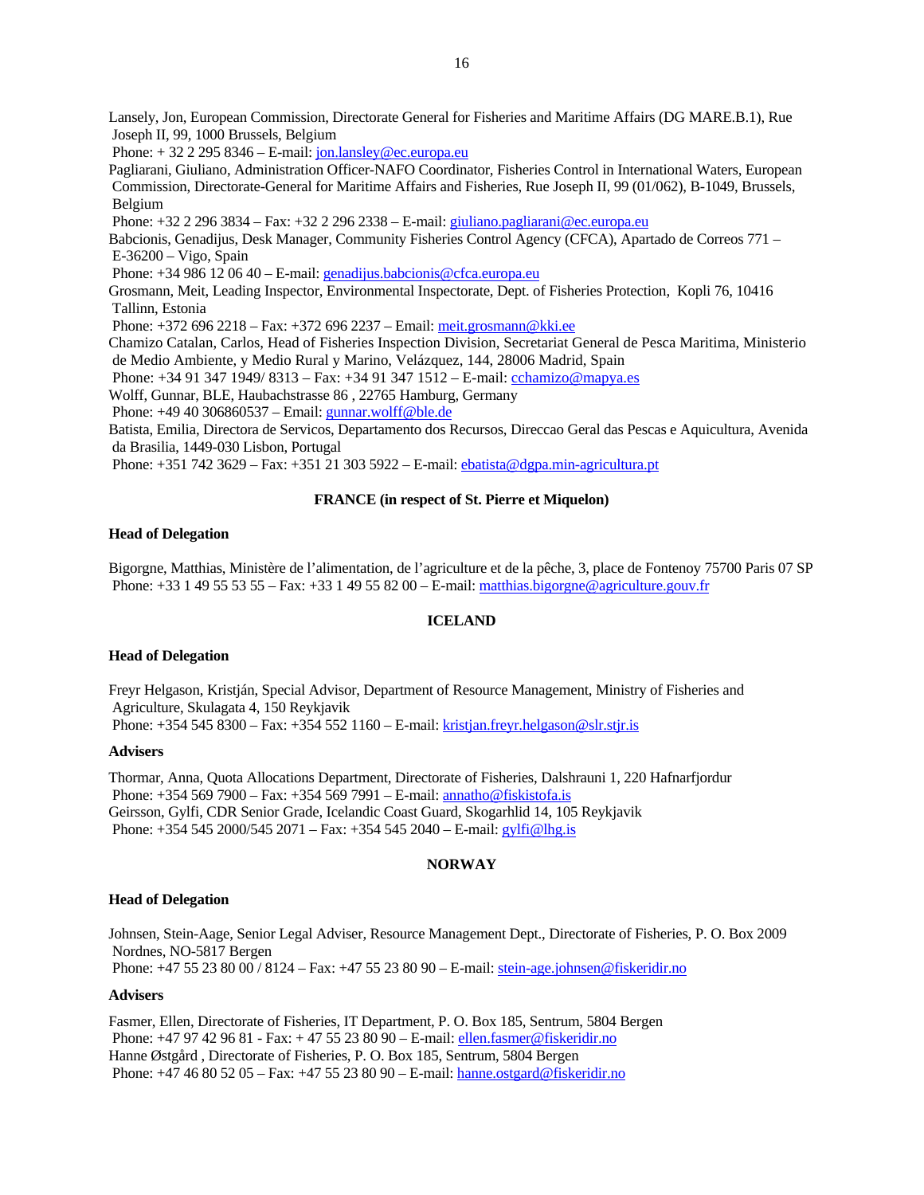Lansely, Jon, European Commission, Directorate General for Fisheries and Maritime Affairs (DG MARE.B.1), Rue Joseph II, 99, 1000 Brussels, Belgium
Phone: + 32 2 295 8346 – E-mail: jon.lansley@ec.europa.eu

Pagliarani, Giuliano, Administration Officer-NAFO Coordinator, Fisheries Control in International Waters, European Commission, Directorate-General for Maritime Affairs and Fisheries, Rue Joseph II, 99 (01/062), B-1049, Brussels, Belgium
Phone: +32 2 296 3834 – Fax: +32 2 296 2338 – E-mail: giuliano.pagliarani@ec.europa.eu

Babcionis, Genadijus, Desk Manager, Community Fisheries Control Agency (CFCA), Apartado de Correos 771 – E-36200 – Vigo, Spain
Phone: +34 986 12 06 40 – E-mail: genadijus.babcionis@cfca.europa.eu

Grosmann, Meit, Leading Inspector, Environmental Inspectorate, Dept. of Fisheries Protection, Kopli 76, 10416 Tallinn, Estonia
Phone: +372 696 2218 – Fax: +372 696 2237 – Email: meit.grosmann@kki.ee

Chamizo Catalan, Carlos, Head of Fisheries Inspection Division, Secretariat General de Pesca Maritima, Ministerio de Medio Ambiente, y Medio Rural y Marino, Velázquez, 144, 28006 Madrid, Spain
Phone: +34 91 347 1949/ 8313 – Fax: +34 91 347 1512 – E-mail: cchamizo@mapya.es

Wolff, Gunnar, BLE, Haubachstrasse 86 , 22765 Hamburg, Germany
Phone: +49 40 306860537 – Email: gunnar.wolff@ble.de

Batista, Emilia, Directora de Servicos, Departamento dos Recursos, Direccao Geral das Pescas e Aquicultura, Avenida da Brasilia, 1449-030 Lisbon, Portugal
Phone: +351 742 3629 – Fax: +351 21 303 5922 – E-mail: ebatista@dgpa.min-agricultura.pt

## FRANCE (in respect of St. Pierre et Miquelon)

**Head of Delegation**

Bigorgne, Matthias, Ministère de l'alimentation, de l'agriculture et de la pêche, 3, place de Fontenoy 75700 Paris 07 SP
Phone: +33 1 49 55 53 55 – Fax: +33 1 49 55 82 00 – E-mail: matthias.bigorgne@agriculture.gouv.fr

## ICELAND

**Head of Delegation**

Freyr Helgason, Kristján, Special Advisor, Department of Resource Management, Ministry of Fisheries and Agriculture, Skulagata 4, 150 Reykjavik
Phone: +354 545 8300 – Fax: +354 552 1160 – E-mail: kristjan.freyr.helgason@slr.stjr.is

**Advisers**

Thormar, Anna, Quota Allocations Department, Directorate of Fisheries, Dalshrauni 1, 220 Hafnarfjordur
Phone: +354 569 7900 – Fax: +354 569 7991 – E-mail: annatho@fiskistofa.is

Geirsson, Gylfi, CDR Senior Grade, Icelandic Coast Guard, Skogarhlid 14, 105 Reykjavik
Phone: +354 545 2000/545 2071 – Fax: +354 545 2040 – E-mail: gylfi@lhg.is

## NORWAY

**Head of Delegation**

Johnsen, Stein-Aage, Senior Legal Adviser, Resource Management Dept., Directorate of Fisheries, P. O. Box 2009 Nordnes, NO-5817 Bergen
Phone: +47 55 23 80 00 / 8124 – Fax: +47 55 23 80 90 – E-mail: stein-age.johnsen@fiskeridir.no

**Advisers**

Fasmer, Ellen, Directorate of Fisheries, IT Department, P. O. Box 185, Sentrum, 5804 Bergen
Phone: +47 97 42 96 81 - Fax: + 47 55 23 80 90 – E-mail: ellen.fasmer@fiskeridir.no

Hanne Østgård , Directorate of Fisheries, P. O. Box 185, Sentrum, 5804 Bergen
Phone: +47 46 80 52 05 – Fax: +47 55 23 80 90 – E-mail: hanne.ostgard@fiskeridir.no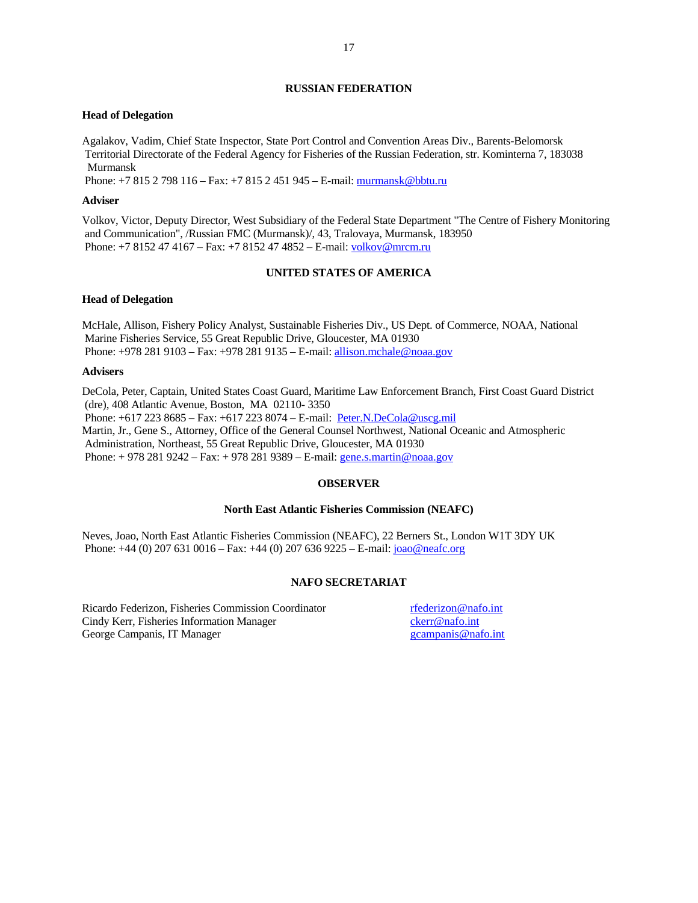## RUSSIAN FEDERATION

**Head of Delegation**

Agalakov, Vadim, Chief State Inspector, State Port Control and Convention Areas Div., Barents-Belomorsk Territorial Directorate of the Federal Agency for Fisheries of the Russian Federation, str. Kominterna 7, 183038 Murmansk
Phone: +7 815 2 798 116 – Fax: +7 815 2 451 945 – E-mail: murmansk@bbtu.ru

**Adviser**

Volkov, Victor, Deputy Director, West Subsidiary of the Federal State Department "The Centre of Fishery Monitoring and Communication", /Russian FMC (Murmansk)/, 43, Tralovaya, Murmansk, 183950
Phone: +7 8152 47 4167 – Fax: +7 8152 47 4852 – E-mail: volkov@mrcm.ru

## UNITED STATES OF AMERICA

**Head of Delegation**

McHale, Allison, Fishery Policy Analyst, Sustainable Fisheries Div., US Dept. of Commerce, NOAA, National Marine Fisheries Service, 55 Great Republic Drive, Gloucester, MA 01930
Phone: +978 281 9103 – Fax: +978 281 9135 – E-mail: allison.mchale@noaa.gov

**Advisers**

DeCola, Peter, Captain, United States Coast Guard, Maritime Law Enforcement Branch, First Coast Guard District (dre), 408 Atlantic Avenue, Boston, MA 02110- 3350
Phone: +617 223 8685 – Fax: +617 223 8074 – E-mail: Peter.N.DeCola@uscg.mil
Martin, Jr., Gene S., Attorney, Office of the General Counsel Northwest, National Oceanic and Atmospheric Administration, Northeast, 55 Great Republic Drive, Gloucester, MA 01930
Phone: + 978 281 9242 – Fax: + 978 281 9389 – E-mail: gene.s.martin@noaa.gov

## OBSERVER

### North East Atlantic Fisheries Commission (NEAFC)

Neves, Joao, North East Atlantic Fisheries Commission (NEAFC), 22 Berners St., London W1T 3DY UK
Phone: +44 (0) 207 631 0016 – Fax: +44 (0) 207 636 9225 – E-mail: joao@neafc.org

## NAFO SECRETARIAT

Ricardo Federizon, Fisheries Commission Coordinator — rfederizon@nafo.int
Cindy Kerr, Fisheries Information Manager — ckerr@nafo.int
George Campanis, IT Manager — gcampanis@nafo.int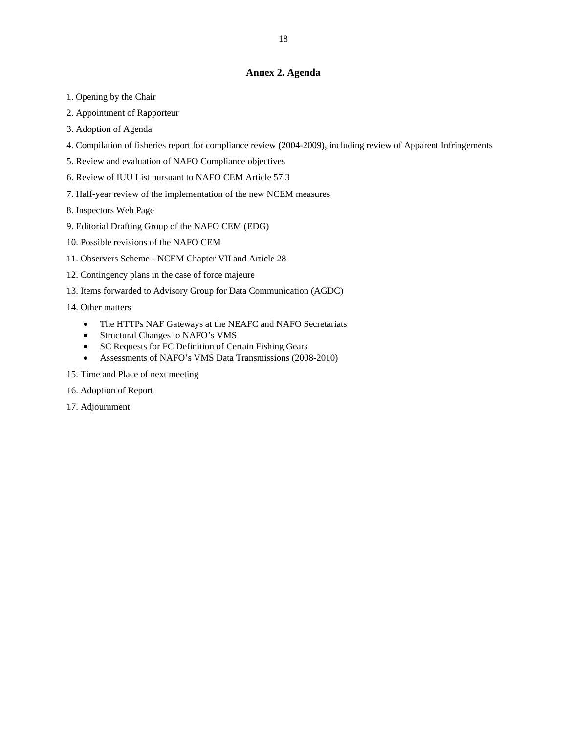## Annex 2. Agenda

1. Opening by the Chair
2. Appointment of Rapporteur
3. Adoption of Agenda
4. Compilation of fisheries report for compliance review (2004-2009), including review of Apparent Infringements
5. Review and evaluation of NAFO Compliance objectives
6. Review of IUU List pursuant to NAFO CEM Article 57.3
7. Half-year review of the implementation of the new NCEM measures
8. Inspectors Web Page
9. Editorial Drafting Group of the NAFO CEM (EDG)
10. Possible revisions of the NAFO CEM
11. Observers Scheme - NCEM Chapter VII and Article 28
12. Contingency plans in the case of force majeure
13. Items forwarded to Advisory Group for Data Communication (AGDC)
14. Other matters
    - The HTTPs NAF Gateways at the NEAFC and NAFO Secretariats
    - Structural Changes to NAFO's VMS
    - SC Requests for FC Definition of Certain Fishing Gears
    - Assessments of NAFO's VMS Data Transmissions (2008-2010)
15. Time and Place of next meeting
16. Adoption of Report
17. Adjournment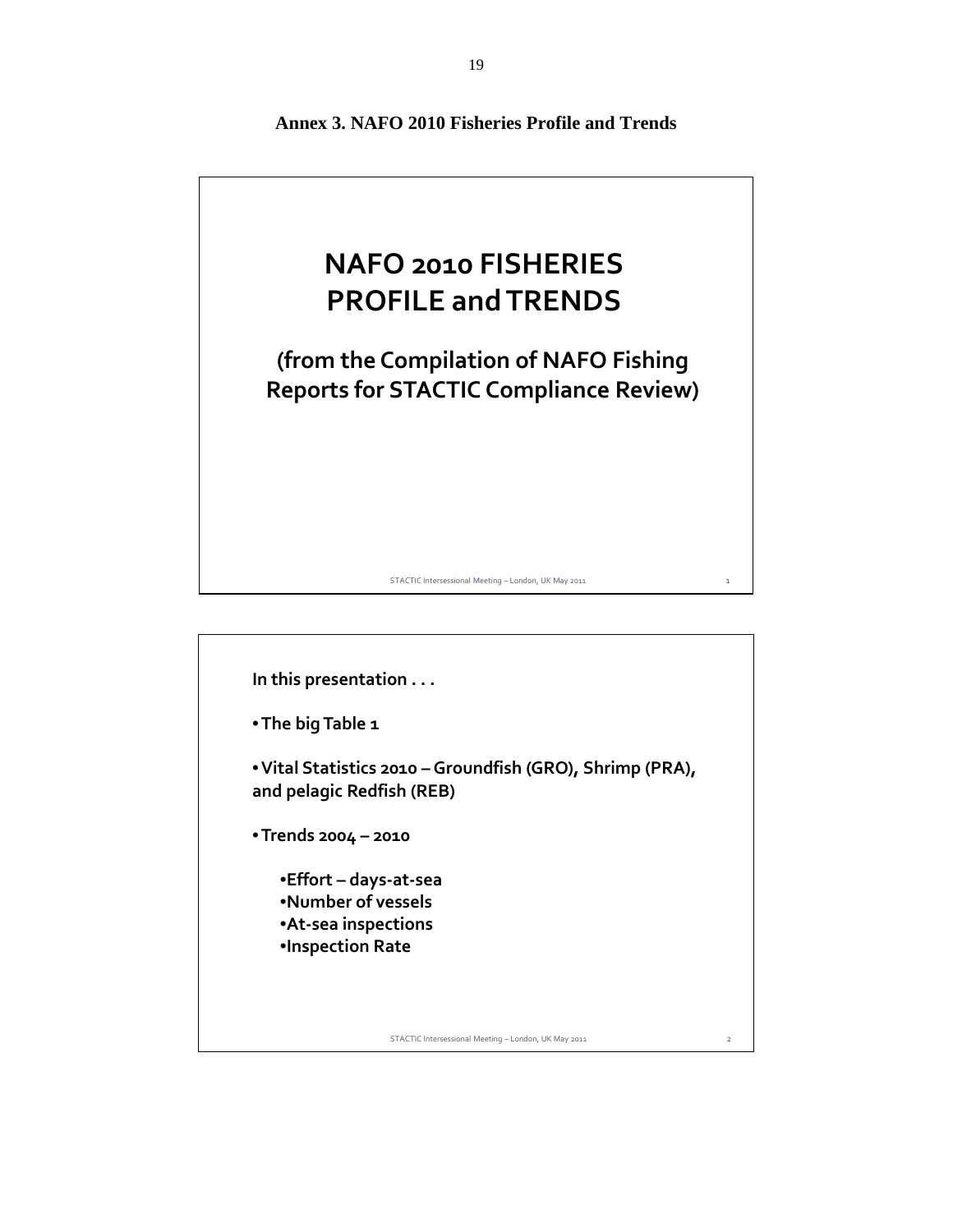**Annex 3. NAFO 2010 Fisheries Profile and Trends**

# NAFO 2010 FISHERIES PROFILE and TRENDS

## (from the Compilation of NAFO Fishing Reports for STACTIC Compliance Review)

STACTIC Intersessional Meeting – London, UK May 2011

**In this presentation . . .**

- **The big Table 1**
- **Vital Statistics 2010 – Groundfish (GRO), Shrimp (PRA), and pelagic Redfish (REB)**
- **Trends 2004 – 2010**
  - **Effort – days-at-sea**
  - **Number of vessels**
  - **At-sea inspections**
  - **Inspection Rate**

STACTIC Intersessional Meeting – London, UK May 2011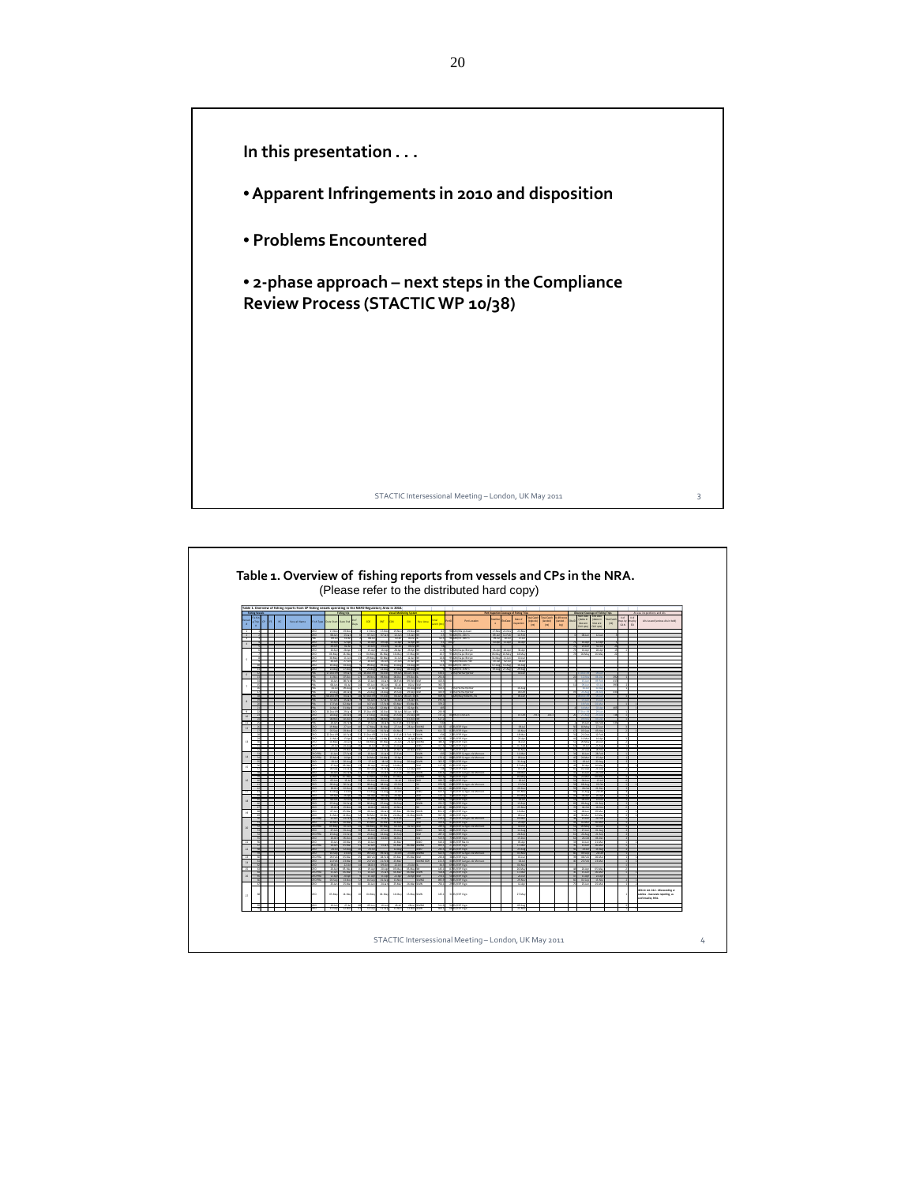**In this presentation . . .**

- **Apparent Infringements in 2010 and disposition**
- **Problems Encountered**
- **2-phase approach – next steps in the Compliance Review Process (STACTIC WP 10/38)**

STACTIC Intersessional Meeting – London, UK May 2011

**Table 1. Overview of fishing reports from vessels and CPs in the NRA.**

(Please refer to the distributed hard copy)

STACTIC Intersessional Meeting – London, UK May 2011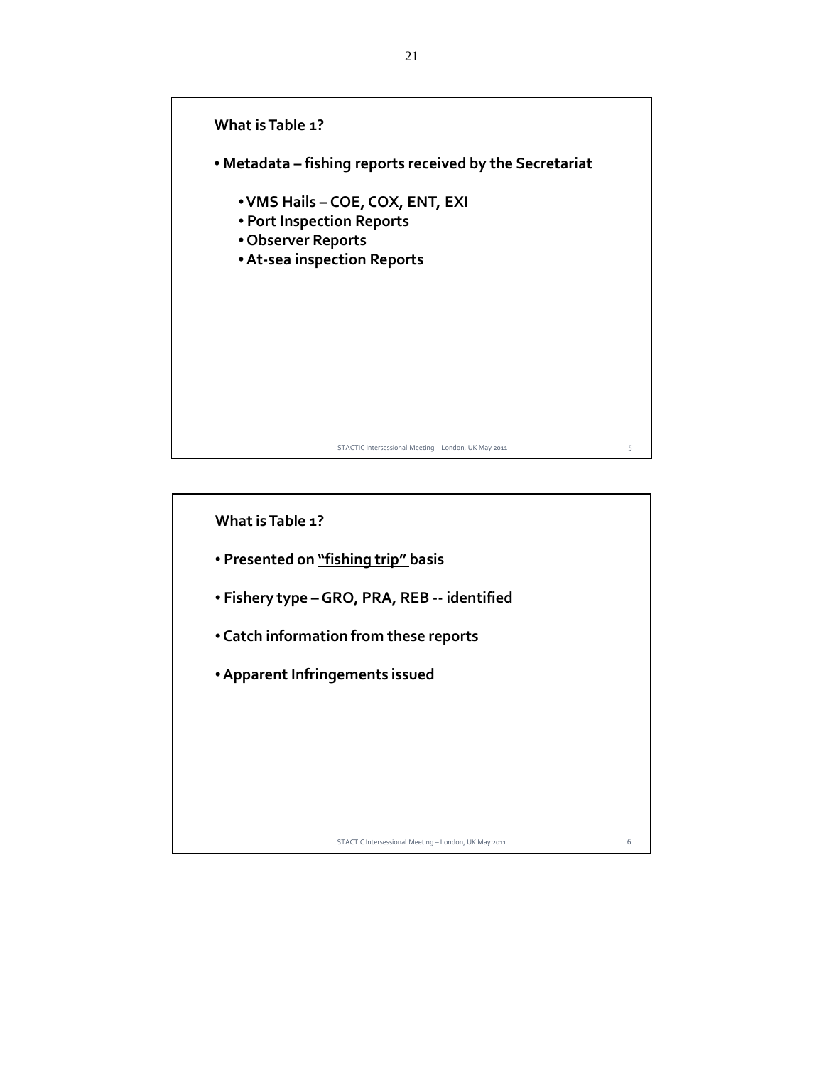## What is Table 1?

- **Metadata – fishing reports received by the Secretariat**
  - **VMS Hails – COE, COX, ENT, EXI**
  - **Port Inspection Reports**
  - **Observer Reports**
  - **At-sea inspection Reports**

STACTIC Intersessional Meeting – London, UK May 2011

## What is Table 1?

- **Presented on "fishing trip" basis**
- **Fishery type – GRO, PRA, REB -- identified**
- **Catch information from these reports**
- **Apparent Infringements issued**

STACTIC Intersessional Meeting – London, UK May 2011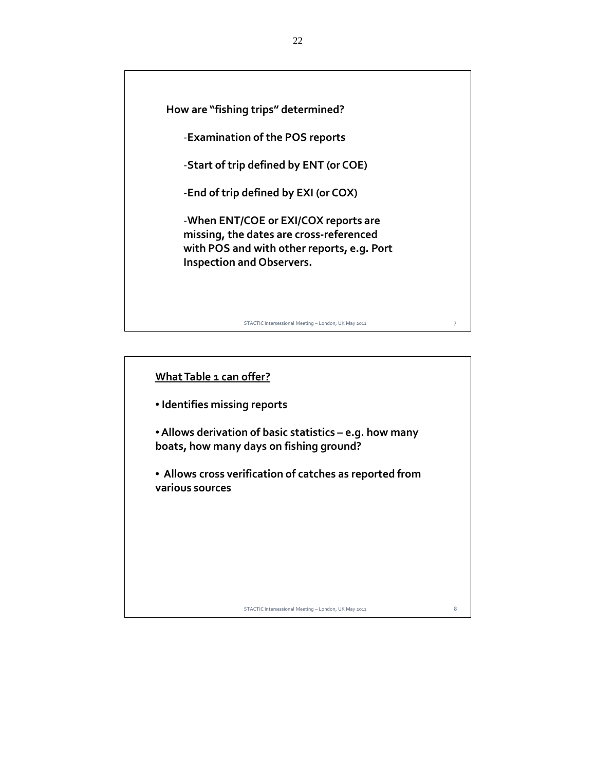**How are "fishing trips" determined?**

-**Examination of the POS reports**

-**Start of trip defined by ENT (or COE)**

-**End of trip defined by EXI (or COX)**

-**When ENT/COE or EXI/COX reports are missing, the dates are cross-referenced with POS and with other reports, e.g. Port Inspection and Observers.**

**<u>What Table 1 can offer?</u>**

- **Identifies missing reports**
- **Allows derivation of basic statistics – e.g. how many boats, how many days on fishing ground?**
- **Allows cross verification of catches as reported from various sources**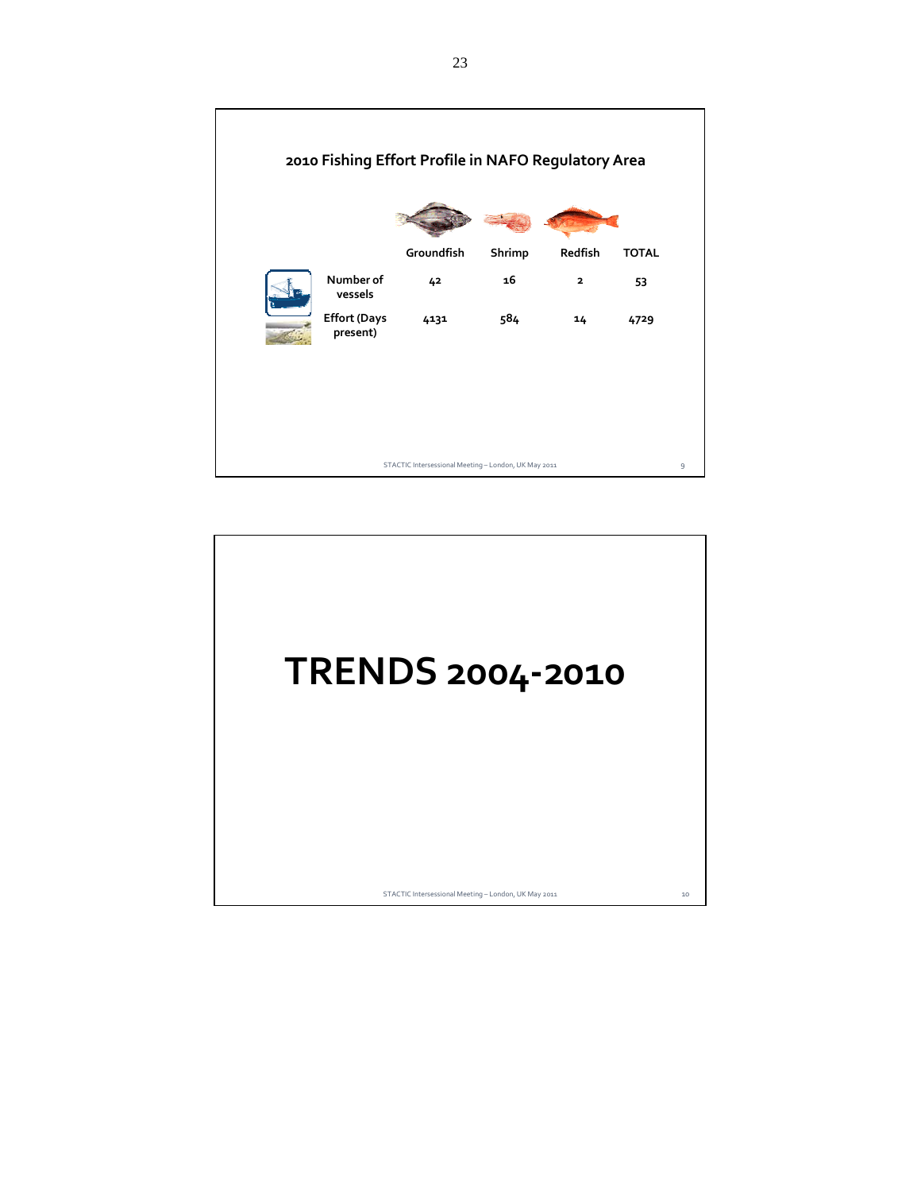## 2010 Fishing Effort Profile in NAFO Regulatory Area

| | Groundfish | Shrimp | Redfish | TOTAL |
|---|---|---|---|---|
| Number of vessels | 42 | 16 | 2 | 53 |
| Effort (Days present) | 4131 | 584 | 14 | 4729 |

STACTIC Intersessional Meeting – London, UK May 2011

# TRENDS 2004-2010

STACTIC Intersessional Meeting – London, UK May 2011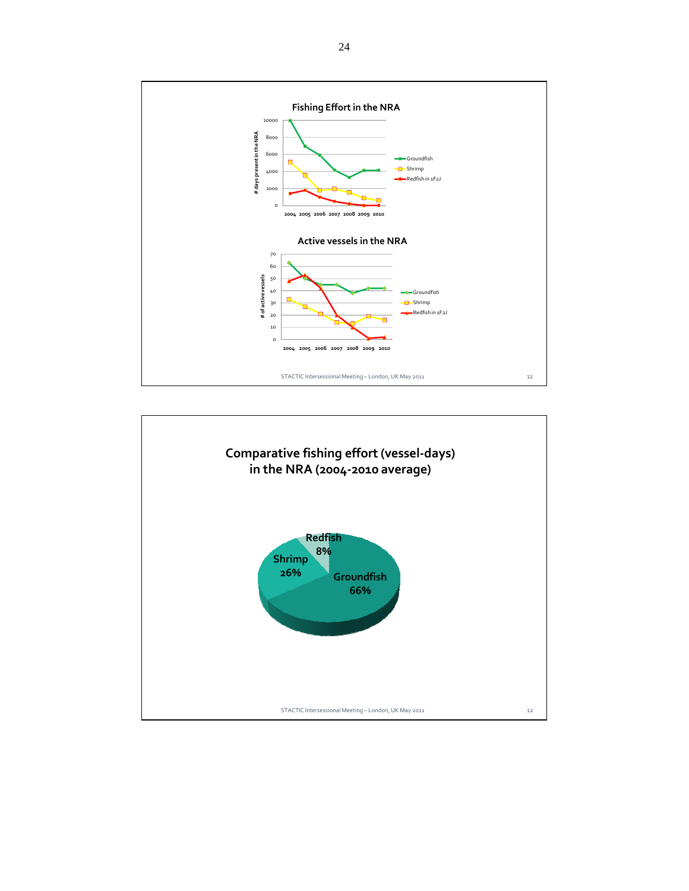## Fishing Effort in the NRA

# days present in the NRA

Groundfish, Shrimp, Redfish in 1F2J

2004 2005 2006 2007 2008 2009 2010

## Active vessels in the NRA

# of active vessels

Groundfish, Shrimp, Redfish in 1F2J

2004 2005 2006 2007 2008 2009 2010

STACTIC Intersessional Meeting – London, UK May 2011

## Comparative fishing effort (vessel-days) in the NRA (2004-2010 average)

Groundfish 66%

Shrimp 26%

Redfish 8%

STACTIC Intersessional Meeting – London, UK May 2011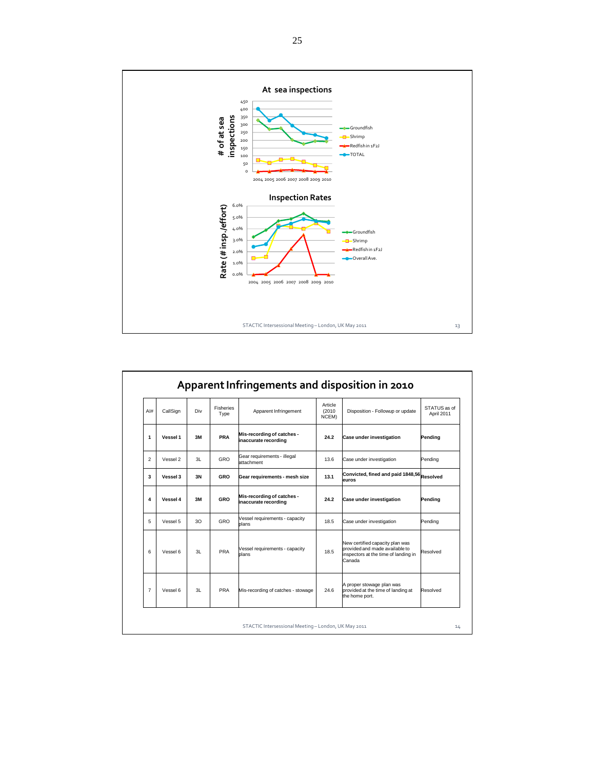## At sea inspections

# of at sea inspections

| Year | Groundfish | Shrimp | Redfish in 1F2J | TOTAL |
|---|---|---|---|---|
| 2004 | | | | |
| 2005 | | | | |
| 2006 | | | | |
| 2007 | | | | |
| 2008 | | | | |
| 2009 | | | | |
| 2010 | | | | |

## Inspection Rates

Rate (# insp./effort)

Legend: Groundfish, Shrimp, Redfish in 1F2J, Overall Ave.

Years: 2004 2005 2006 2007 2008 2009 2010

STACTIC Intersessional Meeting – London, UK May 2011

## Apparent Infringements and disposition in 2010

| AI# | CallSign | Div | Fisheries Type | Apparent Infringement | Article (2010 NCEM) | Disposition - Followup or update | STATUS as of April 2011 |
|---|---|---|---|---|---|---|---|
| **1** | **Vessel 1** | **3M** | **PRA** | **Mis-recording of catches - inaccurate recording** | **24.2** | **Case under investigation** | **Pending** |
| 2 | Vessel 2 | 3L | GRO | Gear requirements - illegal attachment | 13.6 | Case under investigation | Pending |
| **3** | **Vessel 3** | **3N** | **GRO** | **Gear requirements - mesh size** | **13.1** | **Convicted, fined and paid 1848,56 euros** | **Resolved** |
| **4** | **Vessel 4** | **3M** | **GRO** | **Mis-recording of catches - inaccurate recording** | **24.2** | **Case under investigation** | **Pending** |
| 5 | Vessel 5 | 3O | GRO | Vessel requirements - capacity plans | 18.5 | Case under investigation | Pending |
| 6 | Vessel 6 | 3L | PRA | Vessel requirements - capacity plans | 18.5 | New certified capacity plan was provided and made available to inspectors at the time of landing in Canada | Resolved |
| 7 | Vessel 6 | 3L | PRA | Mis-recording of catches - stowage | 24.6 | A proper stowage plan was provided at the time of landing at the home port. | Resolved |

STACTIC Intersessional Meeting – London, UK May 2011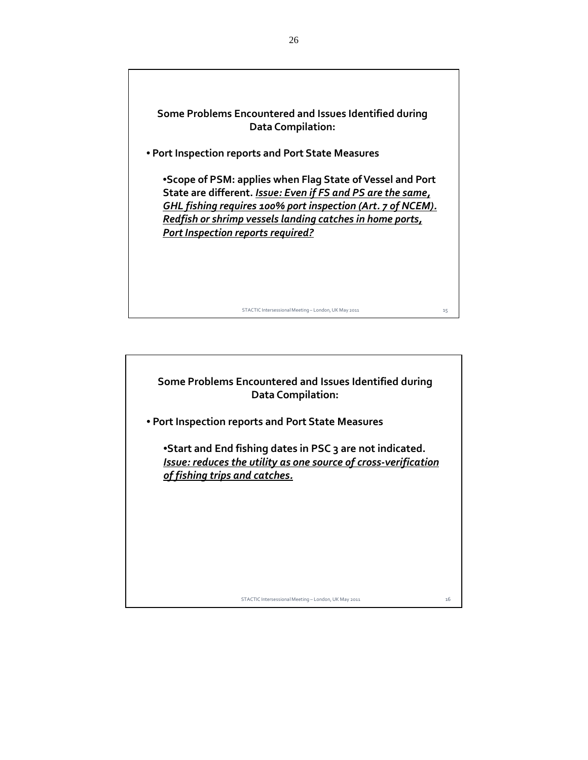**Some Problems Encountered and Issues Identified during Data Compilation:**

- **Port Inspection reports and Port State Measures**

  - **Scope of PSM: applies when Flag State of Vessel and Port State are different.** ***<u>Issue: Even if FS and PS are the same, GHL fishing requires 100% port inspection (Art. 7 of NCEM). Redfish or shrimp vessels landing catches in home ports, Port Inspection reports required?</u>***

STACTIC Intersessional Meeting – London, UK May 2011

**Some Problems Encountered and Issues Identified during Data Compilation:**

- **Port Inspection reports and Port State Measures**

  - **Start and End fishing dates in PSC 3 are not indicated.** ***<u>Issue: reduces the utility as one source of cross-verification of fishing trips and catches.</u>***

STACTIC Intersessional Meeting – London, UK May 2011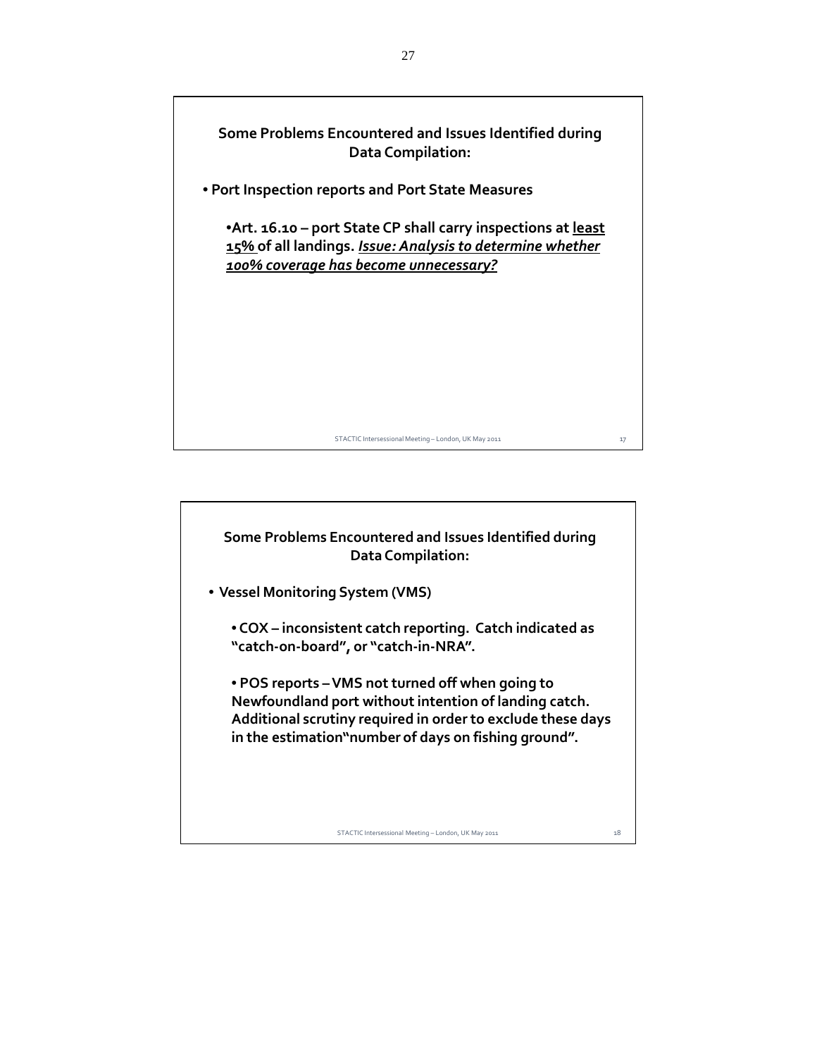## Some Problems Encountered and Issues Identified during Data Compilation:

- **Port Inspection reports and Port State Measures**

  - **Art. 16.10 – port State CP shall carry inspections at <u>least 15%</u> of all landings.** ***<u>Issue: Analysis to determine whether 100% coverage has become unnecessary?</u>***

STACTIC Intersessional Meeting – London, UK May 2011

## Some Problems Encountered and Issues Identified during Data Compilation:

- **Vessel Monitoring System (VMS)**

  - **COX – inconsistent catch reporting. Catch indicated as "catch-on-board", or "catch-in-NRA".**

  - **POS reports – VMS not turned off when going to Newfoundland port without intention of landing catch. Additional scrutiny required in order to exclude these days in the estimation"number of days on fishing ground".**

STACTIC Intersessional Meeting – London, UK May 2011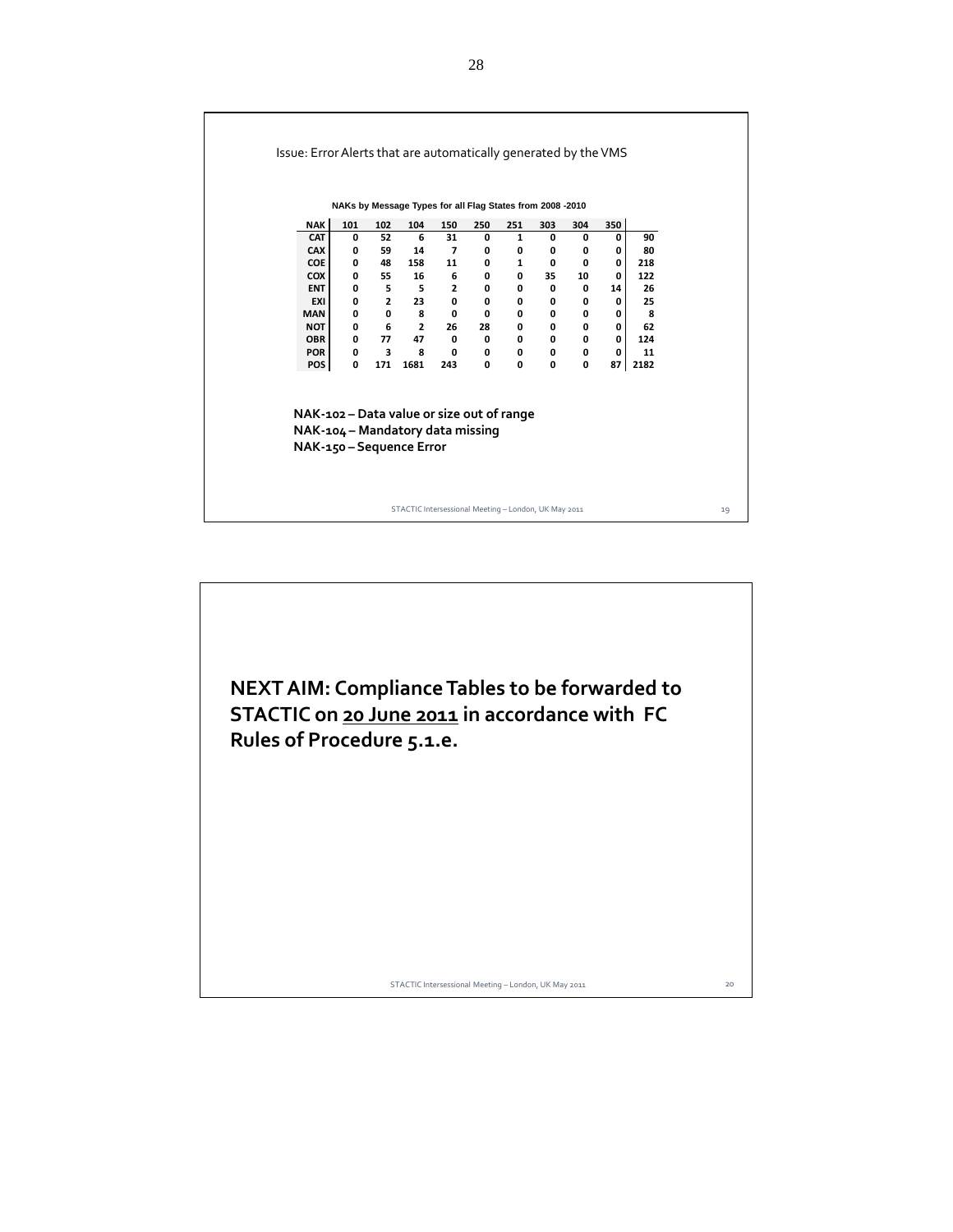Issue: Error Alerts that are automatically generated by the VMS

**NAKs by Message Types for all Flag States from 2008 -2010**

| NAK | 101 | 102 | 104 | 150 | 250 | 251 | 303 | 304 | 350 | |
|---|---|---|---|---|---|---|---|---|---|---|
| CAT | 0 | 52 | 6 | 31 | 0 | 1 | 0 | 0 | 0 | 90 |
| CAX | 0 | 59 | 14 | 7 | 0 | 0 | 0 | 0 | 0 | 80 |
| COE | 0 | 48 | 158 | 11 | 0 | 1 | 0 | 0 | 0 | 218 |
| COX | 0 | 55 | 16 | 6 | 0 | 0 | 35 | 10 | 0 | 122 |
| ENT | 0 | 5 | 5 | 2 | 0 | 0 | 0 | 0 | 14 | 26 |
| EXI | 0 | 2 | 23 | 0 | 0 | 0 | 0 | 0 | 0 | 25 |
| MAN | 0 | 0 | 8 | 0 | 0 | 0 | 0 | 0 | 0 | 8 |
| NOT | 0 | 6 | 2 | 26 | 28 | 0 | 0 | 0 | 0 | 62 |
| OBR | 0 | 77 | 47 | 0 | 0 | 0 | 0 | 0 | 0 | 124 |
| POR | 0 | 3 | 8 | 0 | 0 | 0 | 0 | 0 | 0 | 11 |
| POS | 0 | 171 | 1681 | 243 | 0 | 0 | 0 | 0 | 87 | 2182 |

**NAK-102 – Data value or size out of range**
**NAK-104 – Mandatory data missing**
**NAK-150 – Sequence Error**

STACTIC Intersessional Meeting – London, UK May 2011

**NEXT AIM: Compliance Tables to be forwarded to STACTIC on <u>20 June 2011</u> in accordance with FC Rules of Procedure 5.1.e.**

STACTIC Intersessional Meeting – London, UK May 2011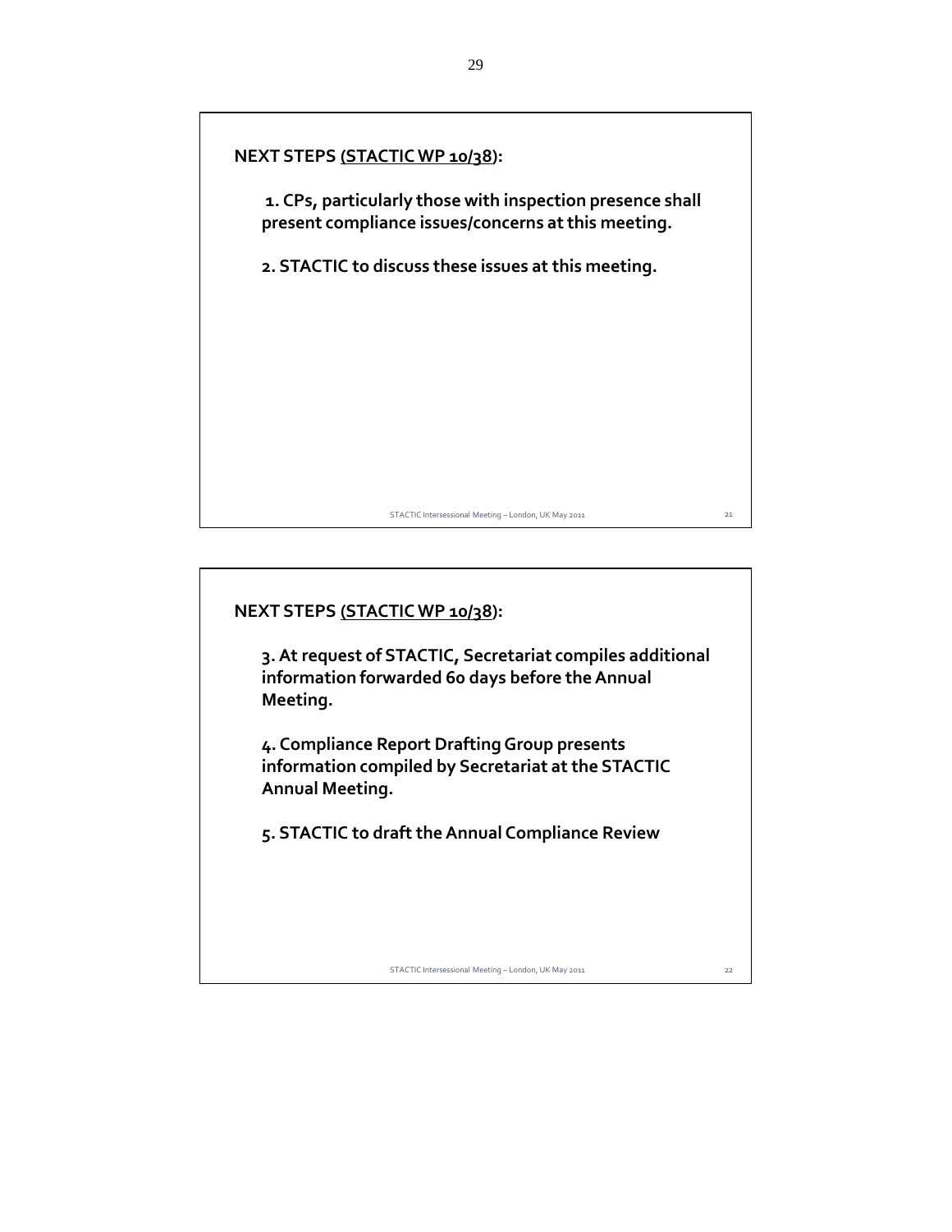**NEXT STEPS (STACTIC WP 10/38):**

**1. CPs, particularly those with inspection presence shall present compliance issues/concerns at this meeting.**

**2. STACTIC to discuss these issues at this meeting.**

STACTIC Intersessional Meeting – London, UK May 2011

**NEXT STEPS (STACTIC WP 10/38):**

**3. At request of STACTIC, Secretariat compiles additional information forwarded 60 days before the Annual Meeting.**

**4. Compliance Report Drafting Group presents information compiled by Secretariat at the STACTIC Annual Meeting.**

**5. STACTIC to draft the Annual Compliance Review**

STACTIC Intersessional Meeting – London, UK May 2011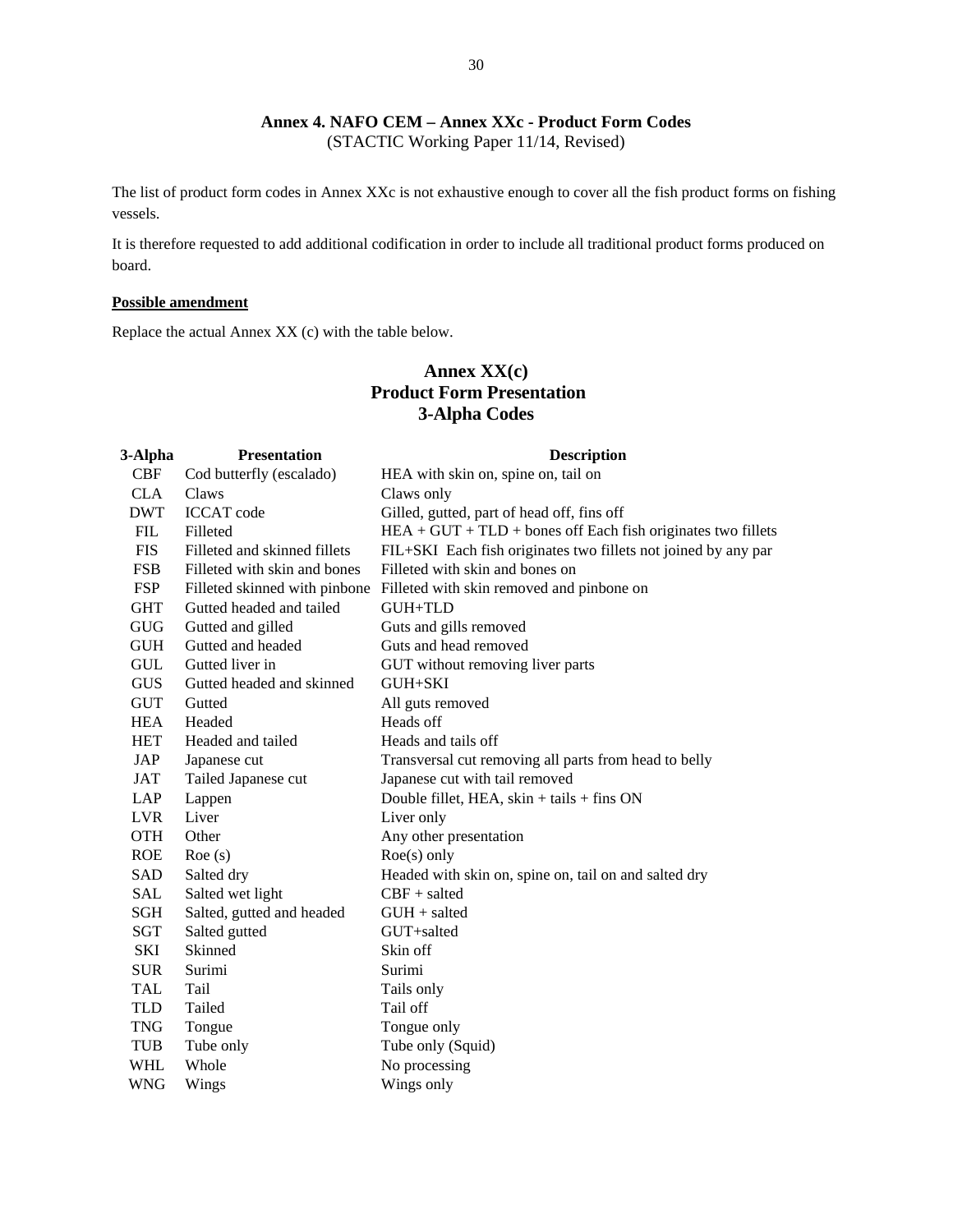## Annex 4. NAFO CEM – Annex XXc - Product Form Codes

(STACTIC Working Paper 11/14, Revised)

The list of product form codes in Annex XXc is not exhaustive enough to cover all the fish product forms on fishing vessels.

It is therefore requested to add additional codification in order to include all traditional product forms produced on board.

**Possible amendment**

Replace the actual Annex XX (c) with the table below.

### Annex XX(c)
### Product Form Presentation
### 3-Alpha Codes

| 3-Alpha | Presentation | Description |
|---|---|---|
| CBF | Cod butterfly (escalado) | HEA with skin on, spine on, tail on |
| CLA | Claws | Claws only |
| DWT | ICCAT code | Gilled, gutted, part of head off, fins off |
| FIL | Filleted | HEA + GUT + TLD + bones off Each fish originates two fillets |
| FIS | Filleted and skinned fillets | FIL+SKI Each fish originates two fillets not joined by any par |
| FSB | Filleted with skin and bones | Filleted with skin and bones on |
| FSP | Filleted skinned with pinbone | Filleted with skin removed and pinbone on |
| GHT | Gutted headed and tailed | GUH+TLD |
| GUG | Gutted and gilled | Guts and gills removed |
| GUH | Gutted and headed | Guts and head removed |
| GUL | Gutted liver in | GUT without removing liver parts |
| GUS | Gutted headed and skinned | GUH+SKI |
| GUT | Gutted | All guts removed |
| HEA | Headed | Heads off |
| HET | Headed and tailed | Heads and tails off |
| JAP | Japanese cut | Transversal cut removing all parts from head to belly |
| JAT | Tailed Japanese cut | Japanese cut with tail removed |
| LAP | Lappen | Double fillet, HEA, skin + tails + fins ON |
| LVR | Liver | Liver only |
| OTH | Other | Any other presentation |
| ROE | Roe (s) | Roe(s) only |
| SAD | Salted dry | Headed with skin on, spine on, tail on and salted dry |
| SAL | Salted wet light | CBF + salted |
| SGH | Salted, gutted and headed | GUH + salted |
| SGT | Salted gutted | GUT+salted |
| SKI | Skinned | Skin off |
| SUR | Surimi | Surimi |
| TAL | Tail | Tails only |
| TLD | Tailed | Tail off |
| TNG | Tongue | Tongue only |
| TUB | Tube only | Tube only (Squid) |
| WHL | Whole | No processing |
| WNG | Wings | Wings only |